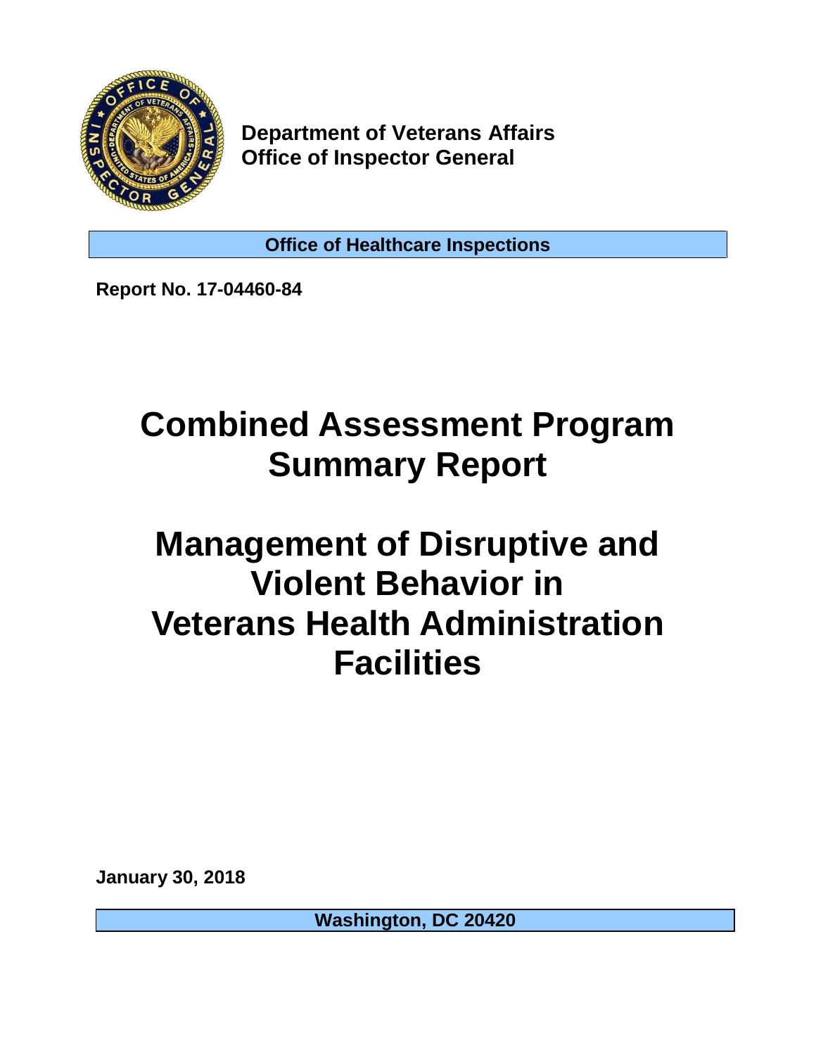**Department of Veterans Affairs**
**Office of Inspector General**

**Office of Healthcare Inspections**

**Report No. 17-04460-84**

# Combined Assessment Program Summary Report

# Management of Disruptive and Violent Behavior in Veterans Health Administration Facilities

**January 30, 2018**

**Washington, DC 20420**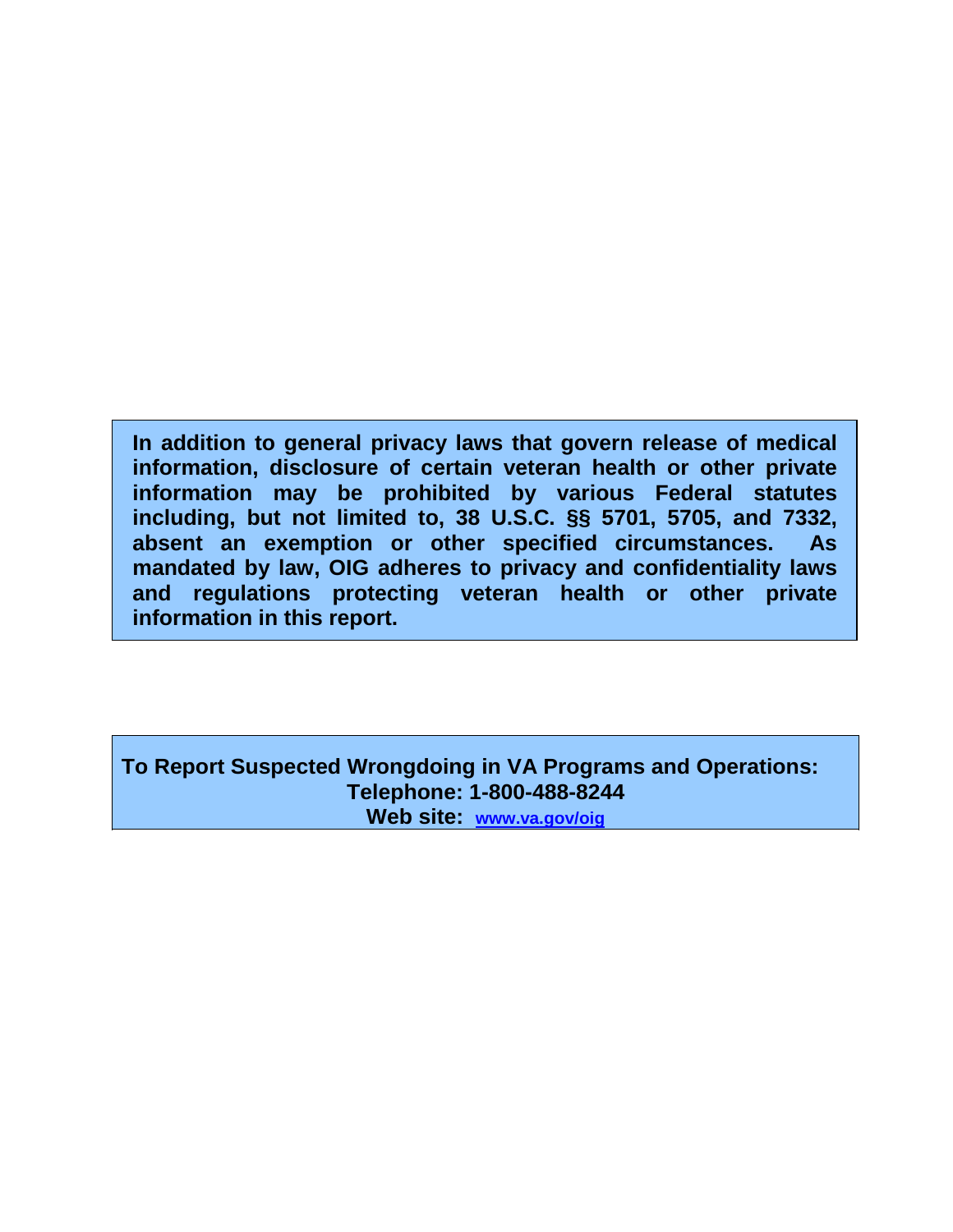**In addition to general privacy laws that govern release of medical information, disclosure of certain veteran health or other private information may be prohibited by various Federal statutes including, but not limited to, 38 U.S.C. §§ 5701, 5705, and 7332, absent an exemption or other specified circumstances. As mandated by law, OIG adheres to privacy and confidentiality laws and regulations protecting veteran health or other private information in this report.**

**To Report Suspected Wrongdoing in VA Programs and Operations:**
**Telephone: 1-800-488-8244**
**Web site: www.va.gov/oig**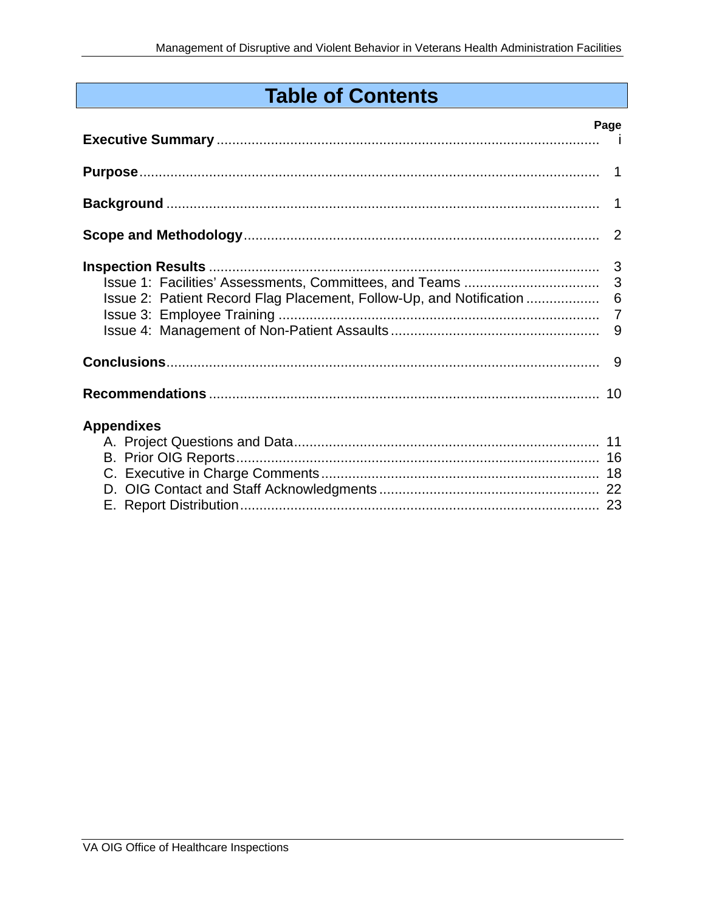# Table of Contents

| | Page |
|---|---|
| **Executive Summary** | i |
| **Purpose** | 1 |
| **Background** | 1 |
| **Scope and Methodology** | 2 |
| **Inspection Results** | 3 |
| Issue 1: Facilities' Assessments, Committees, and Teams | 3 |
| Issue 2: Patient Record Flag Placement, Follow-Up, and Notification | 6 |
| Issue 3: Employee Training | 7 |
| Issue 4: Management of Non-Patient Assaults | 9 |
| **Conclusions** | 9 |
| **Recommendations** | 10 |
| **Appendixes** | |
| A. Project Questions and Data | 11 |
| B. Prior OIG Reports | 16 |
| C. Executive in Charge Comments | 18 |
| D. OIG Contact and Staff Acknowledgments | 22 |
| E. Report Distribution | 23 |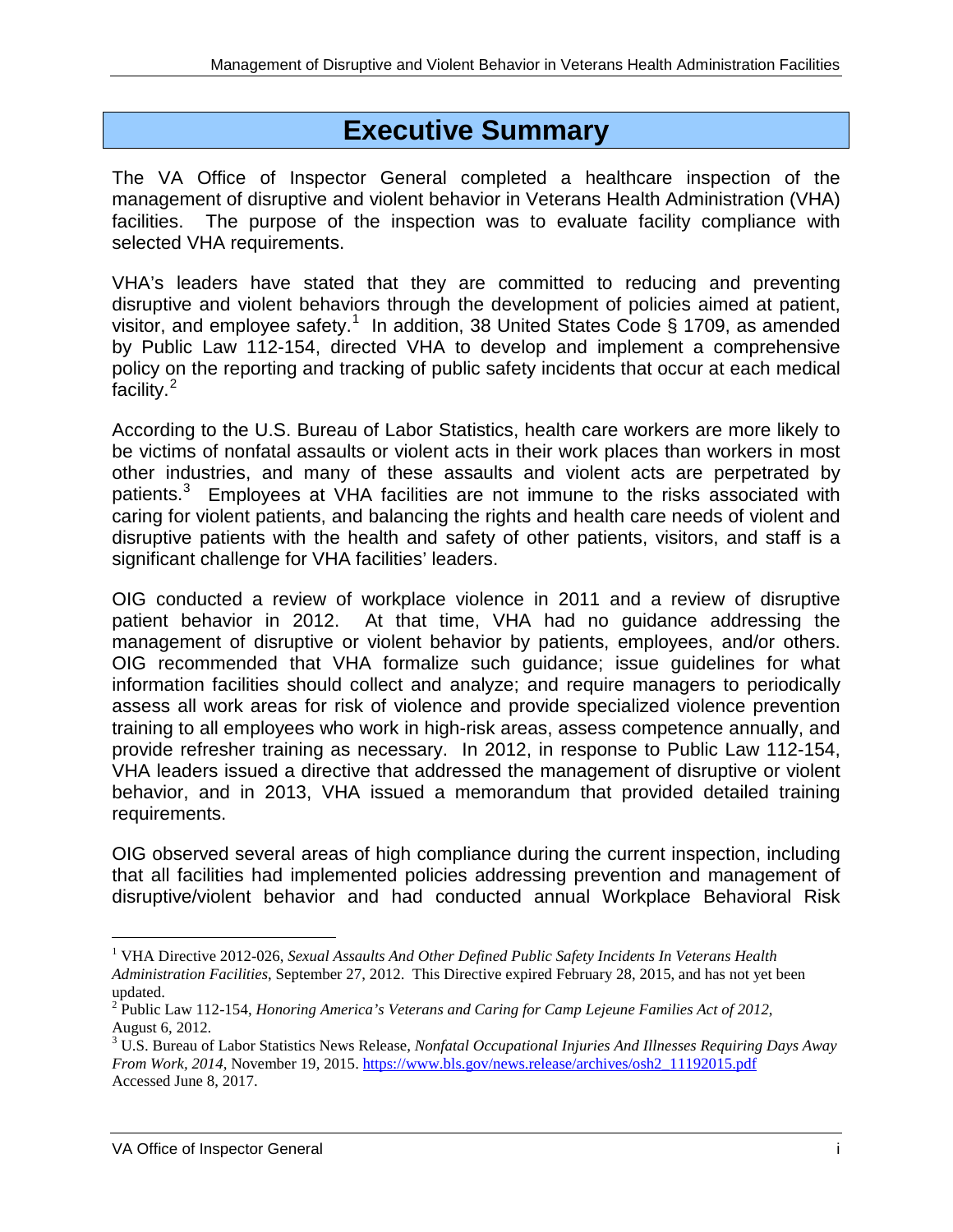# Executive Summary

The VA Office of Inspector General completed a healthcare inspection of the management of disruptive and violent behavior in Veterans Health Administration (VHA) facilities. The purpose of the inspection was to evaluate facility compliance with selected VHA requirements.

VHA's leaders have stated that they are committed to reducing and preventing disruptive and violent behaviors through the development of policies aimed at patient, visitor, and employee safety.[1] In addition, 38 United States Code § 1709, as amended by Public Law 112-154, directed VHA to develop and implement a comprehensive policy on the reporting and tracking of public safety incidents that occur at each medical facility.[2]

According to the U.S. Bureau of Labor Statistics, health care workers are more likely to be victims of nonfatal assaults or violent acts in their work places than workers in most other industries, and many of these assaults and violent acts are perpetrated by patients.[3] Employees at VHA facilities are not immune to the risks associated with caring for violent patients, and balancing the rights and health care needs of violent and disruptive patients with the health and safety of other patients, visitors, and staff is a significant challenge for VHA facilities' leaders.

OIG conducted a review of workplace violence in 2011 and a review of disruptive patient behavior in 2012. At that time, VHA had no guidance addressing the management of disruptive or violent behavior by patients, employees, and/or others. OIG recommended that VHA formalize such guidance; issue guidelines for what information facilities should collect and analyze; and require managers to periodically assess all work areas for risk of violence and provide specialized violence prevention training to all employees who work in high-risk areas, assess competence annually, and provide refresher training as necessary. In 2012, in response to Public Law 112-154, VHA leaders issued a directive that addressed the management of disruptive or violent behavior, and in 2013, VHA issued a memorandum that provided detailed training requirements.

OIG observed several areas of high compliance during the current inspection, including that all facilities had implemented policies addressing prevention and management of disruptive/violent behavior and had conducted annual Workplace Behavioral Risk

---

[1] VHA Directive 2012-026, *Sexual Assaults And Other Defined Public Safety Incidents In Veterans Health Administration Facilities*, September 27, 2012. This Directive expired February 28, 2015, and has not yet been updated.

[2] Public Law 112-154, *Honoring America's Veterans and Caring for Camp Lejeune Families Act of 2012*, August 6, 2012.

[3] U.S. Bureau of Labor Statistics News Release, *Nonfatal Occupational Injuries And Illnesses Requiring Days Away From Work, 2014*, November 19, 2015. https://www.bls.gov/news.release/archives/osh2_11192015.pdf Accessed June 8, 2017.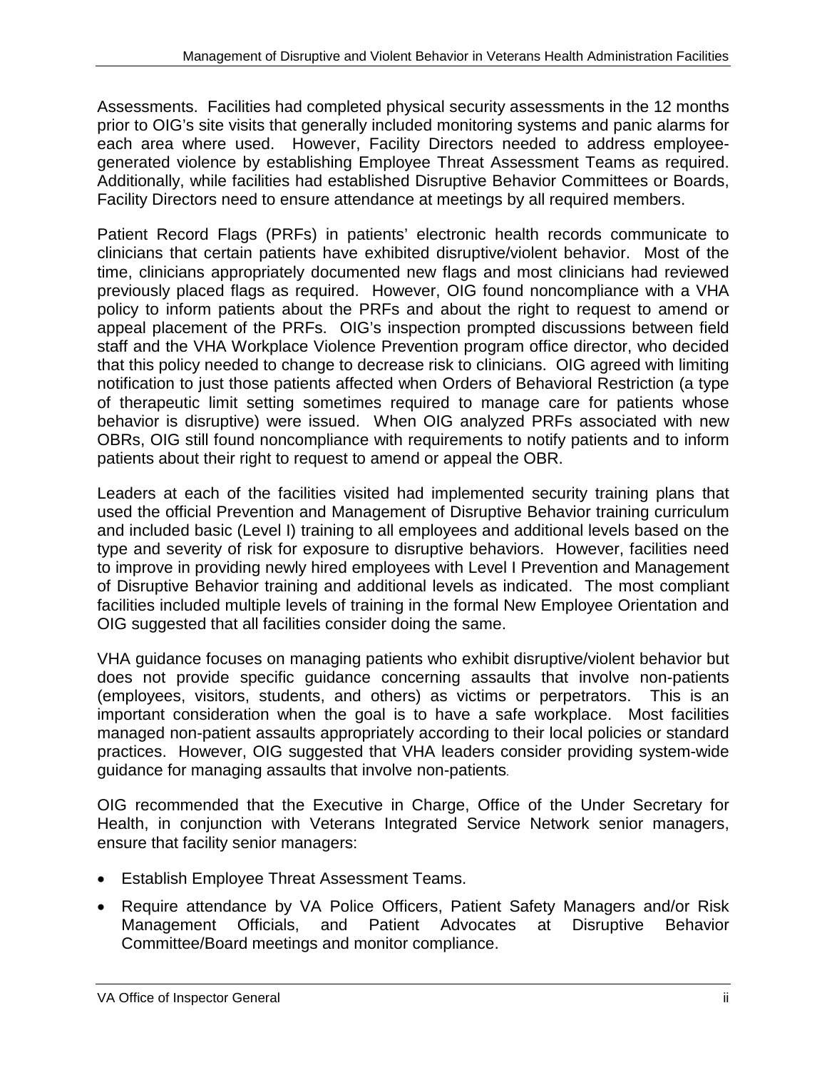Assessments. Facilities had completed physical security assessments in the 12 months prior to OIG's site visits that generally included monitoring systems and panic alarms for each area where used. However, Facility Directors needed to address employee-generated violence by establishing Employee Threat Assessment Teams as required. Additionally, while facilities had established Disruptive Behavior Committees or Boards, Facility Directors need to ensure attendance at meetings by all required members.

Patient Record Flags (PRFs) in patients' electronic health records communicate to clinicians that certain patients have exhibited disruptive/violent behavior. Most of the time, clinicians appropriately documented new flags and most clinicians had reviewed previously placed flags as required. However, OIG found noncompliance with a VHA policy to inform patients about the PRFs and about the right to request to amend or appeal placement of the PRFs. OIG's inspection prompted discussions between field staff and the VHA Workplace Violence Prevention program office director, who decided that this policy needed to change to decrease risk to clinicians. OIG agreed with limiting notification to just those patients affected when Orders of Behavioral Restriction (a type of therapeutic limit setting sometimes required to manage care for patients whose behavior is disruptive) were issued. When OIG analyzed PRFs associated with new OBRs, OIG still found noncompliance with requirements to notify patients and to inform patients about their right to request to amend or appeal the OBR.

Leaders at each of the facilities visited had implemented security training plans that used the official Prevention and Management of Disruptive Behavior training curriculum and included basic (Level I) training to all employees and additional levels based on the type and severity of risk for exposure to disruptive behaviors. However, facilities need to improve in providing newly hired employees with Level I Prevention and Management of Disruptive Behavior training and additional levels as indicated. The most compliant facilities included multiple levels of training in the formal New Employee Orientation and OIG suggested that all facilities consider doing the same.

VHA guidance focuses on managing patients who exhibit disruptive/violent behavior but does not provide specific guidance concerning assaults that involve non-patients (employees, visitors, students, and others) as victims or perpetrators. This is an important consideration when the goal is to have a safe workplace. Most facilities managed non-patient assaults appropriately according to their local policies or standard practices. However, OIG suggested that VHA leaders consider providing system-wide guidance for managing assaults that involve non-patients.

OIG recommended that the Executive in Charge, Office of the Under Secretary for Health, in conjunction with Veterans Integrated Service Network senior managers, ensure that facility senior managers:

- Establish Employee Threat Assessment Teams.
- Require attendance by VA Police Officers, Patient Safety Managers and/or Risk Management Officials, and Patient Advocates at Disruptive Behavior Committee/Board meetings and monitor compliance.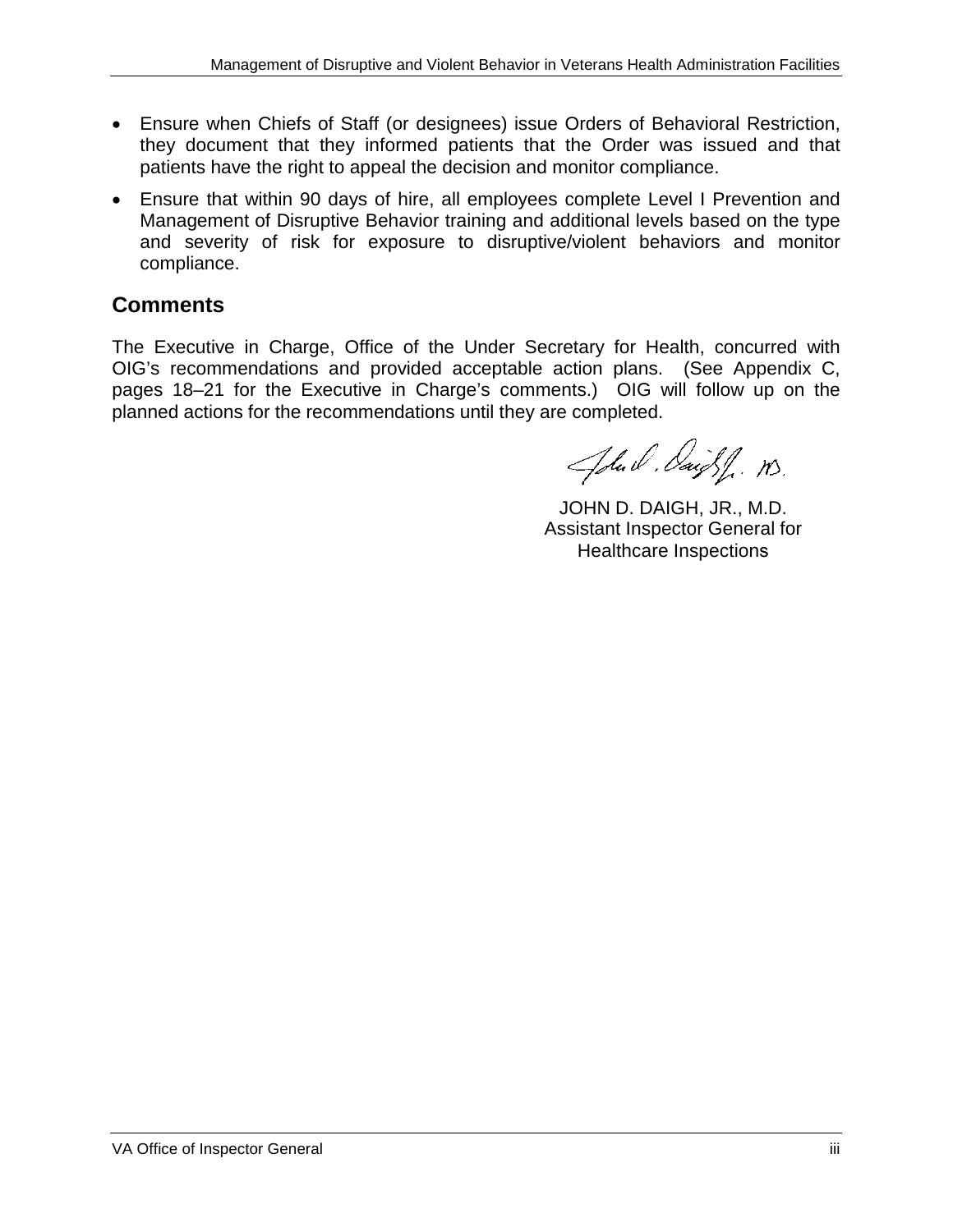- Ensure when Chiefs of Staff (or designees) issue Orders of Behavioral Restriction, they document that they informed patients that the Order was issued and that patients have the right to appeal the decision and monitor compliance.
- Ensure that within 90 days of hire, all employees complete Level I Prevention and Management of Disruptive Behavior training and additional levels based on the type and severity of risk for exposure to disruptive/violent behaviors and monitor compliance.

## Comments

The Executive in Charge, Office of the Under Secretary for Health, concurred with OIG's recommendations and provided acceptable action plans. (See Appendix C, pages 18–21 for the Executive in Charge's comments.) OIG will follow up on the planned actions for the recommendations until they are completed.

JOHN D. DAIGH, JR., M.D.
Assistant Inspector General for
Healthcare Inspections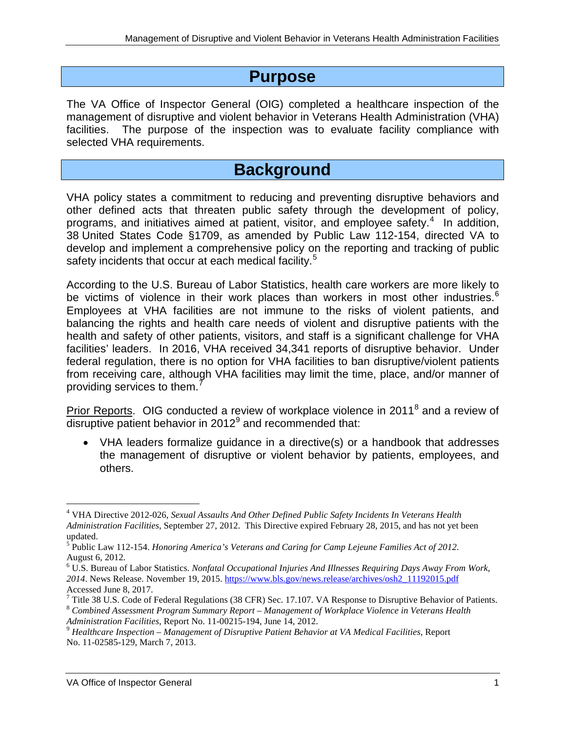# Purpose

The VA Office of Inspector General (OIG) completed a healthcare inspection of the management of disruptive and violent behavior in Veterans Health Administration (VHA) facilities. The purpose of the inspection was to evaluate facility compliance with selected VHA requirements.

# Background

VHA policy states a commitment to reducing and preventing disruptive behaviors and other defined acts that threaten public safety through the development of policy, programs, and initiatives aimed at patient, visitor, and employee safety.[4] In addition, 38 United States Code §1709, as amended by Public Law 112-154, directed VA to develop and implement a comprehensive policy on the reporting and tracking of public safety incidents that occur at each medical facility.[5]

According to the U.S. Bureau of Labor Statistics, health care workers are more likely to be victims of violence in their work places than workers in most other industries.[6] Employees at VHA facilities are not immune to the risks of violent patients, and balancing the rights and health care needs of violent and disruptive patients with the health and safety of other patients, visitors, and staff is a significant challenge for VHA facilities' leaders. In 2016, VHA received 34,341 reports of disruptive behavior. Under federal regulation, there is no option for VHA facilities to ban disruptive/violent patients from receiving care, although VHA facilities may limit the time, place, and/or manner of providing services to them.[7]

Prior Reports. OIG conducted a review of workplace violence in 2011[8] and a review of disruptive patient behavior in 2012[9] and recommended that:

- VHA leaders formalize guidance in a directive(s) or a handbook that addresses the management of disruptive or violent behavior by patients, employees, and others.

---

[4] VHA Directive 2012-026, *Sexual Assaults And Other Defined Public Safety Incidents In Veterans Health Administration Facilities*, September 27, 2012. This Directive expired February 28, 2015, and has not yet been updated.

[5] Public Law 112-154. *Honoring America's Veterans and Caring for Camp Lejeune Families Act of 2012*. August 6, 2012.

[6] U.S. Bureau of Labor Statistics. *Nonfatal Occupational Injuries And Illnesses Requiring Days Away From Work, 2014*. News Release. November 19, 2015. https://www.bls.gov/news.release/archives/osh2_11192015.pdf Accessed June 8, 2017.

[7] Title 38 U.S. Code of Federal Regulations (38 CFR) Sec. 17.107. VA Response to Disruptive Behavior of Patients.

[8] *Combined Assessment Program Summary Report – Management of Workplace Violence in Veterans Health Administration Facilities*, Report No. 11-00215-194, June 14, 2012.

[9] *Healthcare Inspection – Management of Disruptive Patient Behavior at VA Medical Facilities*, Report No. 11-02585-129, March 7, 2013.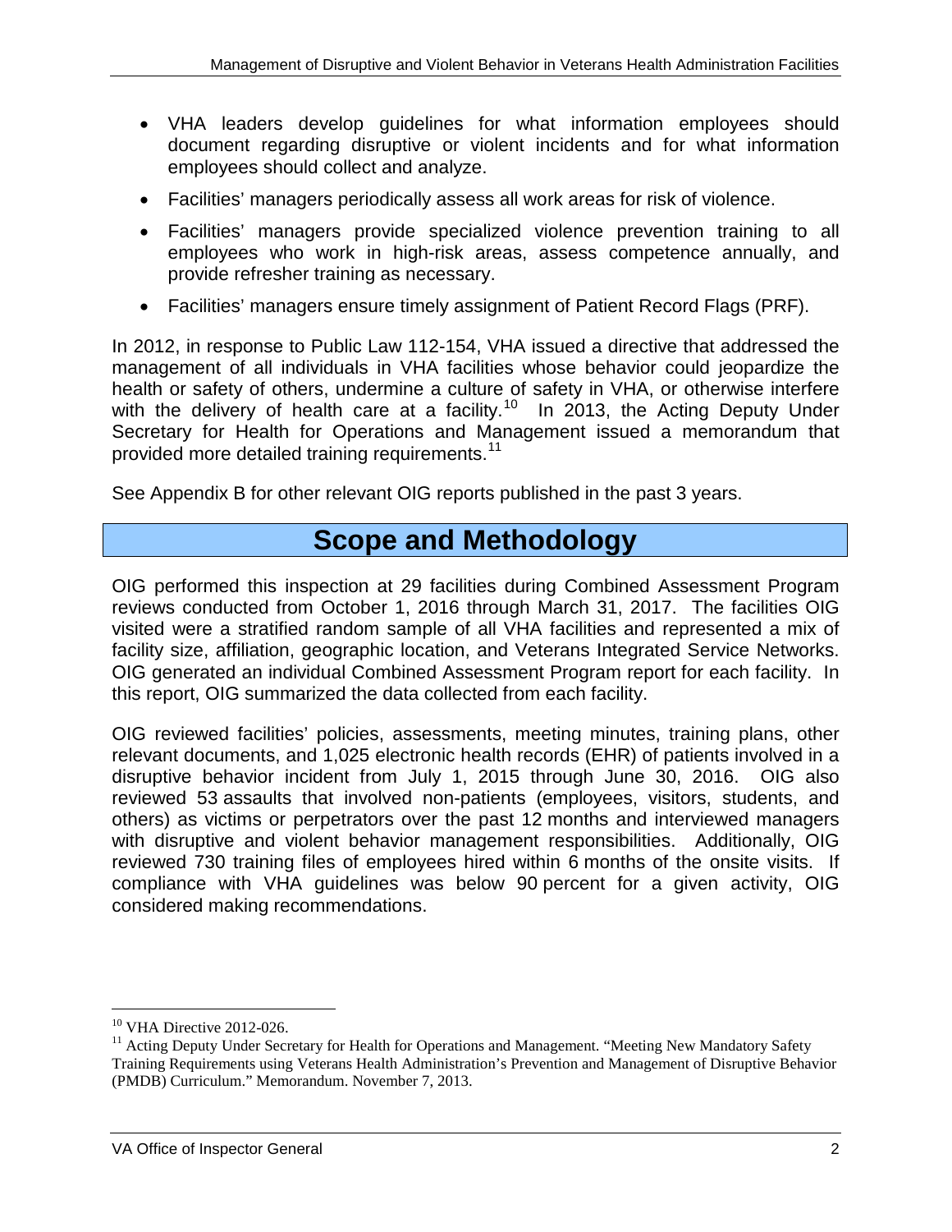- VHA leaders develop guidelines for what information employees should document regarding disruptive or violent incidents and for what information employees should collect and analyze.
- Facilities' managers periodically assess all work areas for risk of violence.
- Facilities' managers provide specialized violence prevention training to all employees who work in high-risk areas, assess competence annually, and provide refresher training as necessary.
- Facilities' managers ensure timely assignment of Patient Record Flags (PRF).

In 2012, in response to Public Law 112-154, VHA issued a directive that addressed the management of all individuals in VHA facilities whose behavior could jeopardize the health or safety of others, undermine a culture of safety in VHA, or otherwise interfere with the delivery of health care at a facility.[10] In 2013, the Acting Deputy Under Secretary for Health for Operations and Management issued a memorandum that provided more detailed training requirements.[11]

See Appendix B for other relevant OIG reports published in the past 3 years.

# Scope and Methodology

OIG performed this inspection at 29 facilities during Combined Assessment Program reviews conducted from October 1, 2016 through March 31, 2017. The facilities OIG visited were a stratified random sample of all VHA facilities and represented a mix of facility size, affiliation, geographic location, and Veterans Integrated Service Networks. OIG generated an individual Combined Assessment Program report for each facility. In this report, OIG summarized the data collected from each facility.

OIG reviewed facilities' policies, assessments, meeting minutes, training plans, other relevant documents, and 1,025 electronic health records (EHR) of patients involved in a disruptive behavior incident from July 1, 2015 through June 30, 2016. OIG also reviewed 53 assaults that involved non-patients (employees, visitors, students, and others) as victims or perpetrators over the past 12 months and interviewed managers with disruptive and violent behavior management responsibilities. Additionally, OIG reviewed 730 training files of employees hired within 6 months of the onsite visits. If compliance with VHA guidelines was below 90 percent for a given activity, OIG considered making recommendations.

---

[10] VHA Directive 2012-026.

[11] Acting Deputy Under Secretary for Health for Operations and Management. "Meeting New Mandatory Safety Training Requirements using Veterans Health Administration's Prevention and Management of Disruptive Behavior (PMDB) Curriculum." Memorandum. November 7, 2013.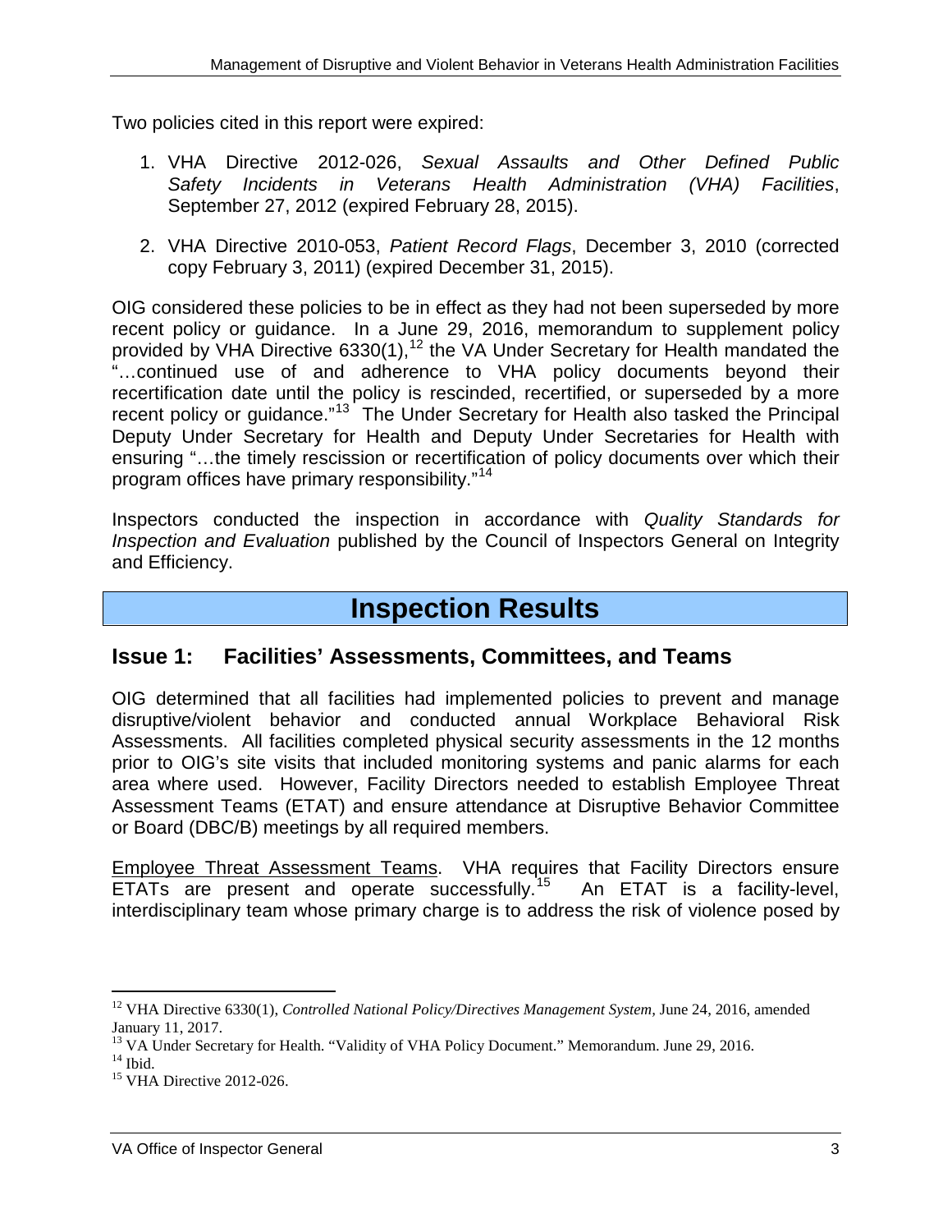Two policies cited in this report were expired:

1. VHA Directive 2012-026, *Sexual Assaults and Other Defined Public Safety Incidents in Veterans Health Administration (VHA) Facilities*, September 27, 2012 (expired February 28, 2015).

2. VHA Directive 2010-053, *Patient Record Flags*, December 3, 2010 (corrected copy February 3, 2011) (expired December 31, 2015).

OIG considered these policies to be in effect as they had not been superseded by more recent policy or guidance. In a June 29, 2016, memorandum to supplement policy provided by VHA Directive 6330(1),[12] the VA Under Secretary for Health mandated the "…continued use of and adherence to VHA policy documents beyond their recertification date until the policy is rescinded, recertified, or superseded by a more recent policy or guidance."[13] The Under Secretary for Health also tasked the Principal Deputy Under Secretary for Health and Deputy Under Secretaries for Health with ensuring "…the timely rescission or recertification of policy documents over which their program offices have primary responsibility."[14]

Inspectors conducted the inspection in accordance with *Quality Standards for Inspection and Evaluation* published by the Council of Inspectors General on Integrity and Efficiency.

# Inspection Results

## Issue 1: Facilities' Assessments, Committees, and Teams

OIG determined that all facilities had implemented policies to prevent and manage disruptive/violent behavior and conducted annual Workplace Behavioral Risk Assessments. All facilities completed physical security assessments in the 12 months prior to OIG's site visits that included monitoring systems and panic alarms for each area where used. However, Facility Directors needed to establish Employee Threat Assessment Teams (ETAT) and ensure attendance at Disruptive Behavior Committee or Board (DBC/B) meetings by all required members.

Employee Threat Assessment Teams. VHA requires that Facility Directors ensure ETATs are present and operate successfully.[15] An ETAT is a facility-level, interdisciplinary team whose primary charge is to address the risk of violence posed by

---

[12] VHA Directive 6330(1), *Controlled National Policy/Directives Management System*, June 24, 2016, amended January 11, 2017.

[13] VA Under Secretary for Health. "Validity of VHA Policy Document." Memorandum. June 29, 2016.

[14] Ibid.

[15] VHA Directive 2012-026.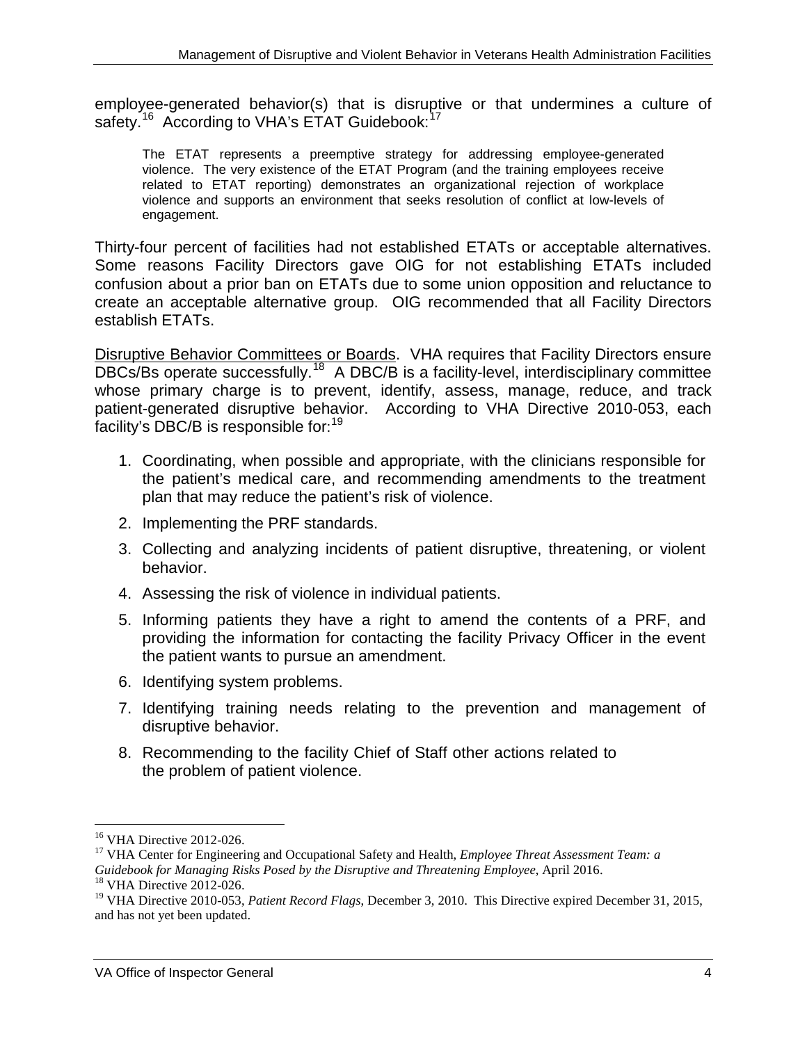employee-generated behavior(s) that is disruptive or that undermines a culture of safety.[16] According to VHA's ETAT Guidebook:[17]

> The ETAT represents a preemptive strategy for addressing employee-generated violence. The very existence of the ETAT Program (and the training employees receive related to ETAT reporting) demonstrates an organizational rejection of workplace violence and supports an environment that seeks resolution of conflict at low-levels of engagement.

Thirty-four percent of facilities had not established ETATs or acceptable alternatives. Some reasons Facility Directors gave OIG for not establishing ETATs included confusion about a prior ban on ETATs due to some union opposition and reluctance to create an acceptable alternative group. OIG recommended that all Facility Directors establish ETATs.

Disruptive Behavior Committees or Boards. VHA requires that Facility Directors ensure DBCs/Bs operate successfully.[18] A DBC/B is a facility-level, interdisciplinary committee whose primary charge is to prevent, identify, assess, manage, reduce, and track patient-generated disruptive behavior. According to VHA Directive 2010-053, each facility's DBC/B is responsible for:[19]

1. Coordinating, when possible and appropriate, with the clinicians responsible for the patient's medical care, and recommending amendments to the treatment plan that may reduce the patient's risk of violence.
2. Implementing the PRF standards.
3. Collecting and analyzing incidents of patient disruptive, threatening, or violent behavior.
4. Assessing the risk of violence in individual patients.
5. Informing patients they have a right to amend the contents of a PRF, and providing the information for contacting the facility Privacy Officer in the event the patient wants to pursue an amendment.
6. Identifying system problems.
7. Identifying training needs relating to the prevention and management of disruptive behavior.
8. Recommending to the facility Chief of Staff other actions related to the problem of patient violence.

---

[16] VHA Directive 2012-026.

[17] VHA Center for Engineering and Occupational Safety and Health, *Employee Threat Assessment Team: a Guidebook for Managing Risks Posed by the Disruptive and Threatening Employee*, April 2016.

[18] VHA Directive 2012-026.

[19] VHA Directive 2010-053, *Patient Record Flags*, December 3, 2010. This Directive expired December 31, 2015, and has not yet been updated.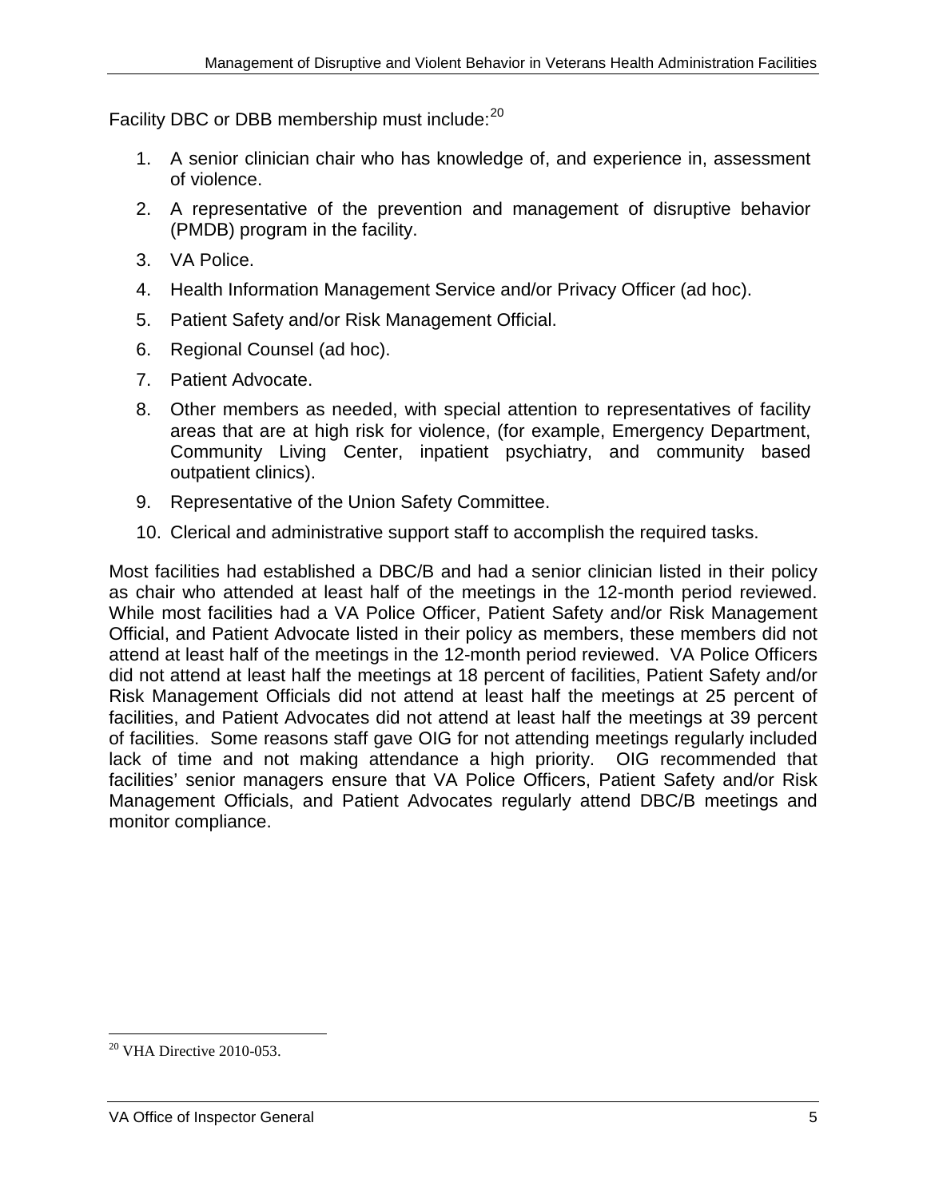Facility DBC or DBB membership must include:[20]

1. A senior clinician chair who has knowledge of, and experience in, assessment of violence.
2. A representative of the prevention and management of disruptive behavior (PMDB) program in the facility.
3. VA Police.
4. Health Information Management Service and/or Privacy Officer (ad hoc).
5. Patient Safety and/or Risk Management Official.
6. Regional Counsel (ad hoc).
7. Patient Advocate.
8. Other members as needed, with special attention to representatives of facility areas that are at high risk for violence, (for example, Emergency Department, Community Living Center, inpatient psychiatry, and community based outpatient clinics).
9. Representative of the Union Safety Committee.
10. Clerical and administrative support staff to accomplish the required tasks.

Most facilities had established a DBC/B and had a senior clinician listed in their policy as chair who attended at least half of the meetings in the 12-month period reviewed. While most facilities had a VA Police Officer, Patient Safety and/or Risk Management Official, and Patient Advocate listed in their policy as members, these members did not attend at least half of the meetings in the 12-month period reviewed. VA Police Officers did not attend at least half the meetings at 18 percent of facilities, Patient Safety and/or Risk Management Officials did not attend at least half the meetings at 25 percent of facilities, and Patient Advocates did not attend at least half the meetings at 39 percent of facilities. Some reasons staff gave OIG for not attending meetings regularly included lack of time and not making attendance a high priority. OIG recommended that facilities' senior managers ensure that VA Police Officers, Patient Safety and/or Risk Management Officials, and Patient Advocates regularly attend DBC/B meetings and monitor compliance.

[20] VHA Directive 2010-053.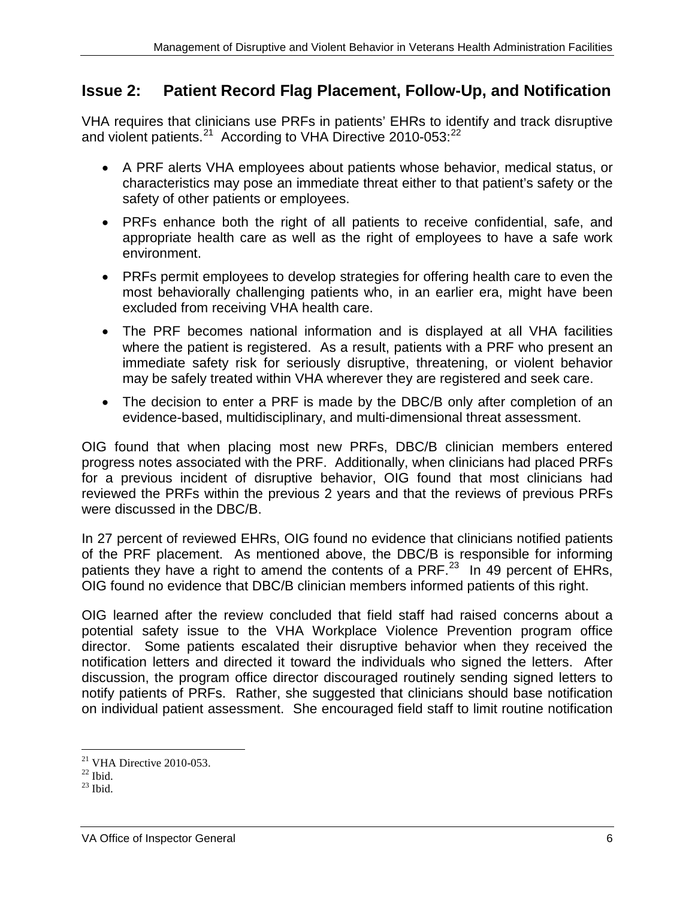## Issue 2: Patient Record Flag Placement, Follow-Up, and Notification

VHA requires that clinicians use PRFs in patients' EHRs to identify and track disruptive and violent patients.[21] According to VHA Directive 2010-053:[22]

- A PRF alerts VHA employees about patients whose behavior, medical status, or characteristics may pose an immediate threat either to that patient's safety or the safety of other patients or employees.
- PRFs enhance both the right of all patients to receive confidential, safe, and appropriate health care as well as the right of employees to have a safe work environment.
- PRFs permit employees to develop strategies for offering health care to even the most behaviorally challenging patients who, in an earlier era, might have been excluded from receiving VHA health care.
- The PRF becomes national information and is displayed at all VHA facilities where the patient is registered. As a result, patients with a PRF who present an immediate safety risk for seriously disruptive, threatening, or violent behavior may be safely treated within VHA wherever they are registered and seek care.
- The decision to enter a PRF is made by the DBC/B only after completion of an evidence-based, multidisciplinary, and multi-dimensional threat assessment.

OIG found that when placing most new PRFs, DBC/B clinician members entered progress notes associated with the PRF. Additionally, when clinicians had placed PRFs for a previous incident of disruptive behavior, OIG found that most clinicians had reviewed the PRFs within the previous 2 years and that the reviews of previous PRFs were discussed in the DBC/B.

In 27 percent of reviewed EHRs, OIG found no evidence that clinicians notified patients of the PRF placement. As mentioned above, the DBC/B is responsible for informing patients they have a right to amend the contents of a PRF.[23] In 49 percent of EHRs, OIG found no evidence that DBC/B clinician members informed patients of this right.

OIG learned after the review concluded that field staff had raised concerns about a potential safety issue to the VHA Workplace Violence Prevention program office director. Some patients escalated their disruptive behavior when they received the notification letters and directed it toward the individuals who signed the letters. After discussion, the program office director discouraged routinely sending signed letters to notify patients of PRFs. Rather, she suggested that clinicians should base notification on individual patient assessment. She encouraged field staff to limit routine notification

---

[21] VHA Directive 2010-053.
[22] Ibid.
[23] Ibid.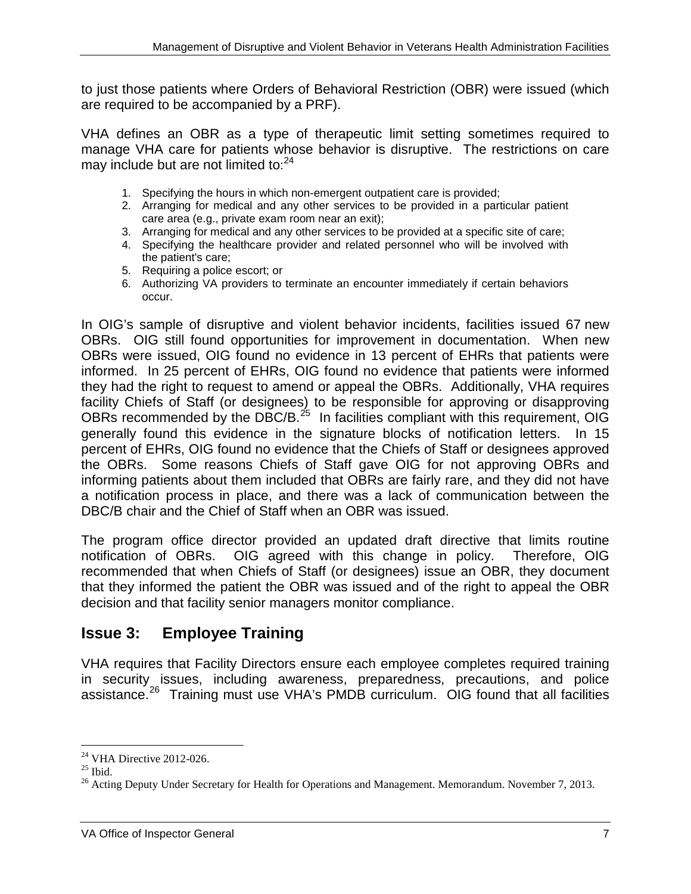to just those patients where Orders of Behavioral Restriction (OBR) were issued (which are required to be accompanied by a PRF).

VHA defines an OBR as a type of therapeutic limit setting sometimes required to manage VHA care for patients whose behavior is disruptive. The restrictions on care may include but are not limited to:[24]

1. Specifying the hours in which non-emergent outpatient care is provided;
2. Arranging for medical and any other services to be provided in a particular patient care area (e.g., private exam room near an exit);
3. Arranging for medical and any other services to be provided at a specific site of care;
4. Specifying the healthcare provider and related personnel who will be involved with the patient's care;
5. Requiring a police escort; or
6. Authorizing VA providers to terminate an encounter immediately if certain behaviors occur.

In OIG's sample of disruptive and violent behavior incidents, facilities issued 67 new OBRs. OIG still found opportunities for improvement in documentation. When new OBRs were issued, OIG found no evidence in 13 percent of EHRs that patients were informed. In 25 percent of EHRs, OIG found no evidence that patients were informed they had the right to request to amend or appeal the OBRs. Additionally, VHA requires facility Chiefs of Staff (or designees) to be responsible for approving or disapproving OBRs recommended by the DBC/B.[25] In facilities compliant with this requirement, OIG generally found this evidence in the signature blocks of notification letters. In 15 percent of EHRs, OIG found no evidence that the Chiefs of Staff or designees approved the OBRs. Some reasons Chiefs of Staff gave OIG for not approving OBRs and informing patients about them included that OBRs are fairly rare, and they did not have a notification process in place, and there was a lack of communication between the DBC/B chair and the Chief of Staff when an OBR was issued.

The program office director provided an updated draft directive that limits routine notification of OBRs. OIG agreed with this change in policy. Therefore, OIG recommended that when Chiefs of Staff (or designees) issue an OBR, they document that they informed the patient the OBR was issued and of the right to appeal the OBR decision and that facility senior managers monitor compliance.

## Issue 3: Employee Training

VHA requires that Facility Directors ensure each employee completes required training in security issues, including awareness, preparedness, precautions, and police assistance.[26] Training must use VHA's PMDB curriculum. OIG found that all facilities

[24] VHA Directive 2012-026.

[25] Ibid.

[26] Acting Deputy Under Secretary for Health for Operations and Management. Memorandum. November 7, 2013.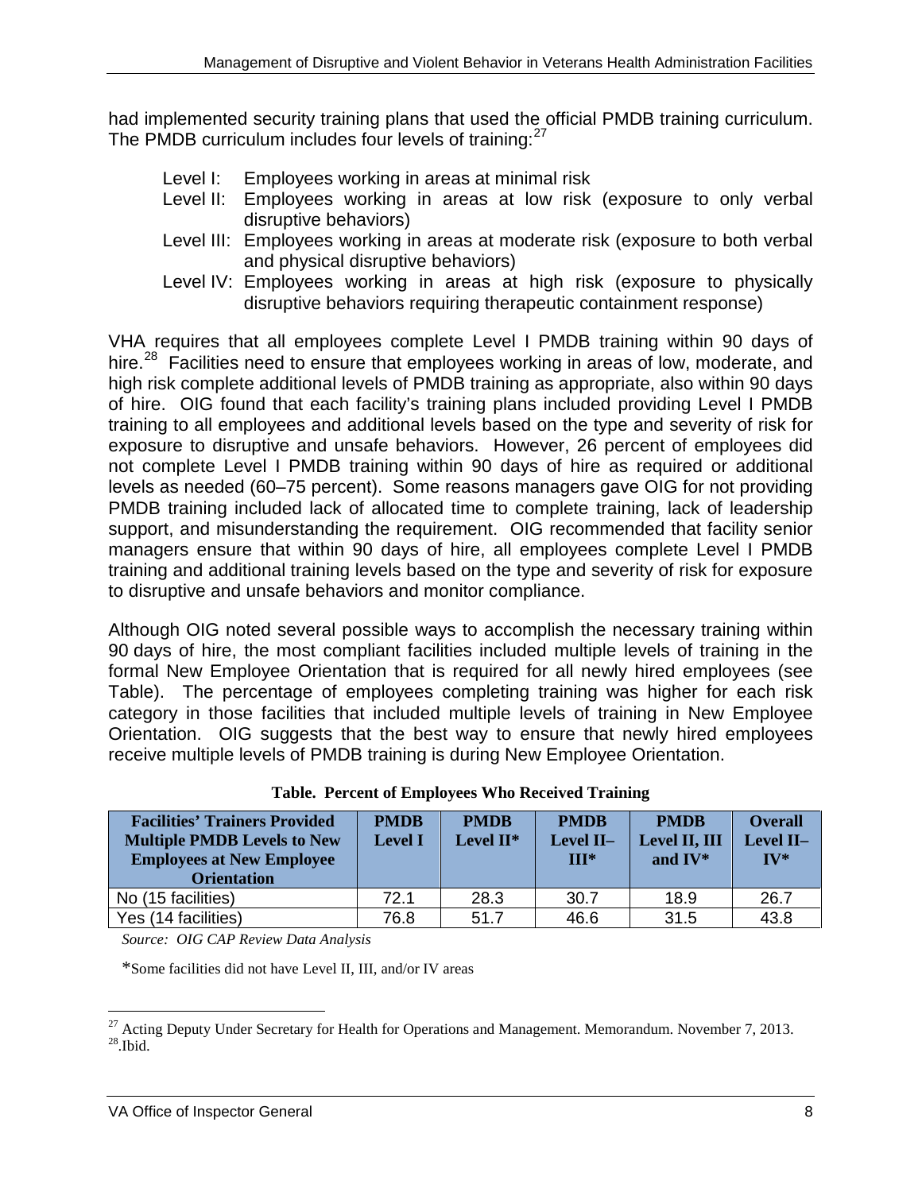had implemented security training plans that used the official PMDB training curriculum. The PMDB curriculum includes four levels of training:[27]

- Level I: Employees working in areas at minimal risk
- Level II: Employees working in areas at low risk (exposure to only verbal disruptive behaviors)
- Level III: Employees working in areas at moderate risk (exposure to both verbal and physical disruptive behaviors)
- Level IV: Employees working in areas at high risk (exposure to physically disruptive behaviors requiring therapeutic containment response)

VHA requires that all employees complete Level I PMDB training within 90 days of hire.[28] Facilities need to ensure that employees working in areas of low, moderate, and high risk complete additional levels of PMDB training as appropriate, also within 90 days of hire. OIG found that each facility's training plans included providing Level I PMDB training to all employees and additional levels based on the type and severity of risk for exposure to disruptive and unsafe behaviors. However, 26 percent of employees did not complete Level I PMDB training within 90 days of hire as required or additional levels as needed (60–75 percent). Some reasons managers gave OIG for not providing PMDB training included lack of allocated time to complete training, lack of leadership support, and misunderstanding the requirement. OIG recommended that facility senior managers ensure that within 90 days of hire, all employees complete Level I PMDB training and additional training levels based on the type and severity of risk for exposure to disruptive and unsafe behaviors and monitor compliance.

Although OIG noted several possible ways to accomplish the necessary training within 90 days of hire, the most compliant facilities included multiple levels of training in the formal New Employee Orientation that is required for all newly hired employees (see Table). The percentage of employees completing training was higher for each risk category in those facilities that included multiple levels of training in New Employee Orientation. OIG suggests that the best way to ensure that newly hired employees receive multiple levels of PMDB training is during New Employee Orientation.

**Table. Percent of Employees Who Received Training**

| Facilities' Trainers Provided Multiple PMDB Levels to New Employees at New Employee Orientation | PMDB Level I | PMDB Level II* | PMDB Level II–III* | PMDB Level II, III and IV* | Overall Level II–IV* |
|---|---|---|---|---|---|
| No (15 facilities) | 72.1 | 28.3 | 30.7 | 18.9 | 26.7 |
| Yes (14 facilities) | 76.8 | 51.7 | 46.6 | 31.5 | 43.8 |

*Source: OIG CAP Review Data Analysis*

*Some facilities did not have Level II, III, and/or IV areas

[27] Acting Deputy Under Secretary for Health for Operations and Management. Memorandum. November 7, 2013.
[28] Ibid.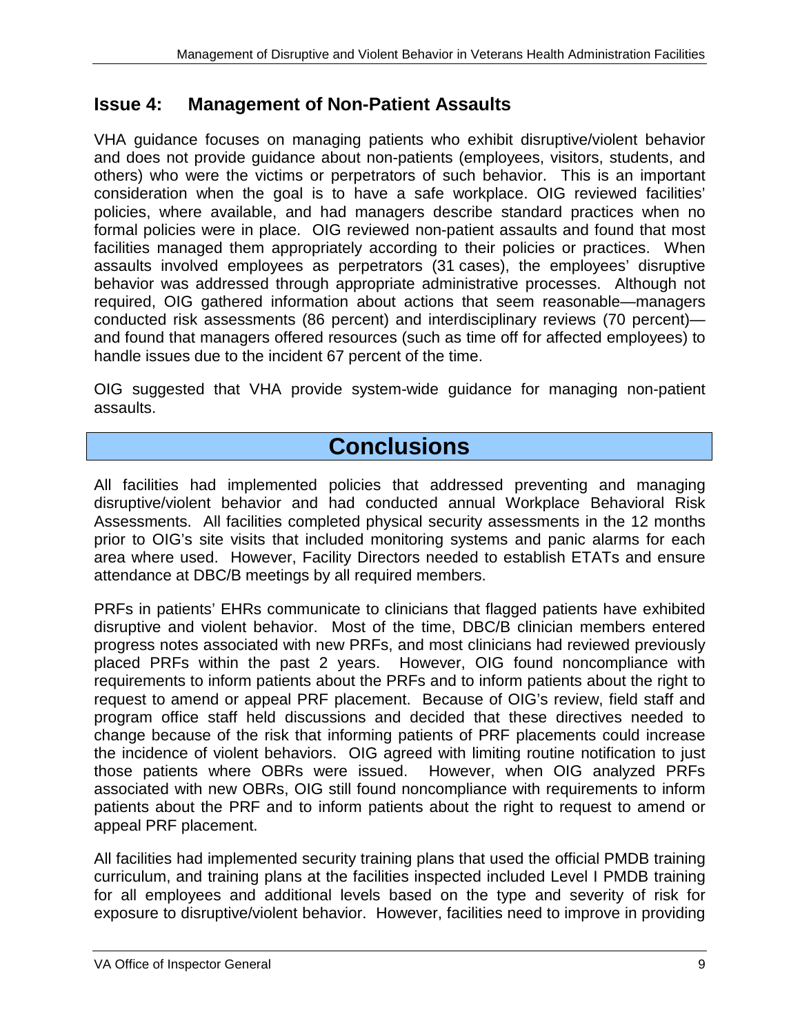## Issue 4: Management of Non-Patient Assaults

VHA guidance focuses on managing patients who exhibit disruptive/violent behavior and does not provide guidance about non-patients (employees, visitors, students, and others) who were the victims or perpetrators of such behavior. This is an important consideration when the goal is to have a safe workplace. OIG reviewed facilities' policies, where available, and had managers describe standard practices when no formal policies were in place. OIG reviewed non-patient assaults and found that most facilities managed them appropriately according to their policies or practices. When assaults involved employees as perpetrators (31 cases), the employees' disruptive behavior was addressed through appropriate administrative processes. Although not required, OIG gathered information about actions that seem reasonable—managers conducted risk assessments (86 percent) and interdisciplinary reviews (70 percent)—and found that managers offered resources (such as time off for affected employees) to handle issues due to the incident 67 percent of the time.

OIG suggested that VHA provide system-wide guidance for managing non-patient assaults.

# Conclusions

All facilities had implemented policies that addressed preventing and managing disruptive/violent behavior and had conducted annual Workplace Behavioral Risk Assessments. All facilities completed physical security assessments in the 12 months prior to OIG's site visits that included monitoring systems and panic alarms for each area where used. However, Facility Directors needed to establish ETATs and ensure attendance at DBC/B meetings by all required members.

PRFs in patients' EHRs communicate to clinicians that flagged patients have exhibited disruptive and violent behavior. Most of the time, DBC/B clinician members entered progress notes associated with new PRFs, and most clinicians had reviewed previously placed PRFs within the past 2 years. However, OIG found noncompliance with requirements to inform patients about the PRFs and to inform patients about the right to request to amend or appeal PRF placement. Because of OIG's review, field staff and program office staff held discussions and decided that these directives needed to change because of the risk that informing patients of PRF placements could increase the incidence of violent behaviors. OIG agreed with limiting routine notification to just those patients where OBRs were issued. However, when OIG analyzed PRFs associated with new OBRs, OIG still found noncompliance with requirements to inform patients about the PRF and to inform patients about the right to request to amend or appeal PRF placement.

All facilities had implemented security training plans that used the official PMDB training curriculum, and training plans at the facilities inspected included Level I PMDB training for all employees and additional levels based on the type and severity of risk for exposure to disruptive/violent behavior. However, facilities need to improve in providing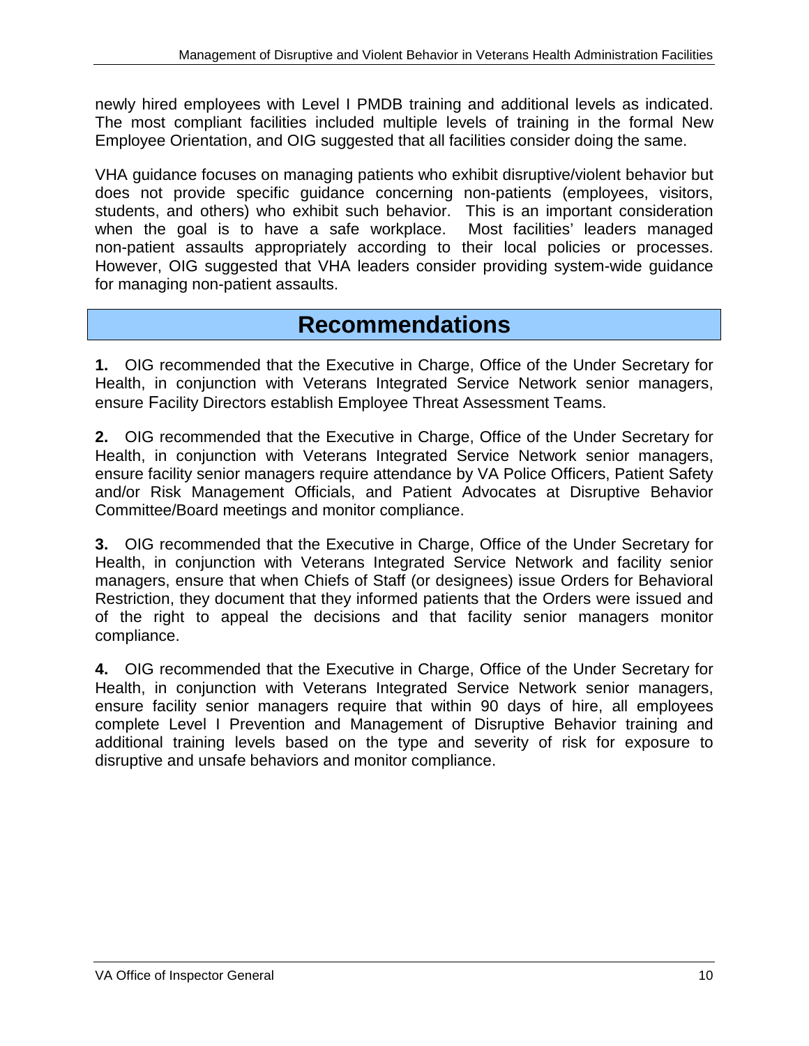newly hired employees with Level I PMDB training and additional levels as indicated. The most compliant facilities included multiple levels of training in the formal New Employee Orientation, and OIG suggested that all facilities consider doing the same.

VHA guidance focuses on managing patients who exhibit disruptive/violent behavior but does not provide specific guidance concerning non-patients (employees, visitors, students, and others) who exhibit such behavior. This is an important consideration when the goal is to have a safe workplace. Most facilities' leaders managed non-patient assaults appropriately according to their local policies or processes. However, OIG suggested that VHA leaders consider providing system-wide guidance for managing non-patient assaults.

## Recommendations

**1.** OIG recommended that the Executive in Charge, Office of the Under Secretary for Health, in conjunction with Veterans Integrated Service Network senior managers, ensure Facility Directors establish Employee Threat Assessment Teams.

**2.** OIG recommended that the Executive in Charge, Office of the Under Secretary for Health, in conjunction with Veterans Integrated Service Network senior managers, ensure facility senior managers require attendance by VA Police Officers, Patient Safety and/or Risk Management Officials, and Patient Advocates at Disruptive Behavior Committee/Board meetings and monitor compliance.

**3.** OIG recommended that the Executive in Charge, Office of the Under Secretary for Health, in conjunction with Veterans Integrated Service Network and facility senior managers, ensure that when Chiefs of Staff (or designees) issue Orders for Behavioral Restriction, they document that they informed patients that the Orders were issued and of the right to appeal the decisions and that facility senior managers monitor compliance.

**4.** OIG recommended that the Executive in Charge, Office of the Under Secretary for Health, in conjunction with Veterans Integrated Service Network senior managers, ensure facility senior managers require that within 90 days of hire, all employees complete Level I Prevention and Management of Disruptive Behavior training and additional training levels based on the type and severity of risk for exposure to disruptive and unsafe behaviors and monitor compliance.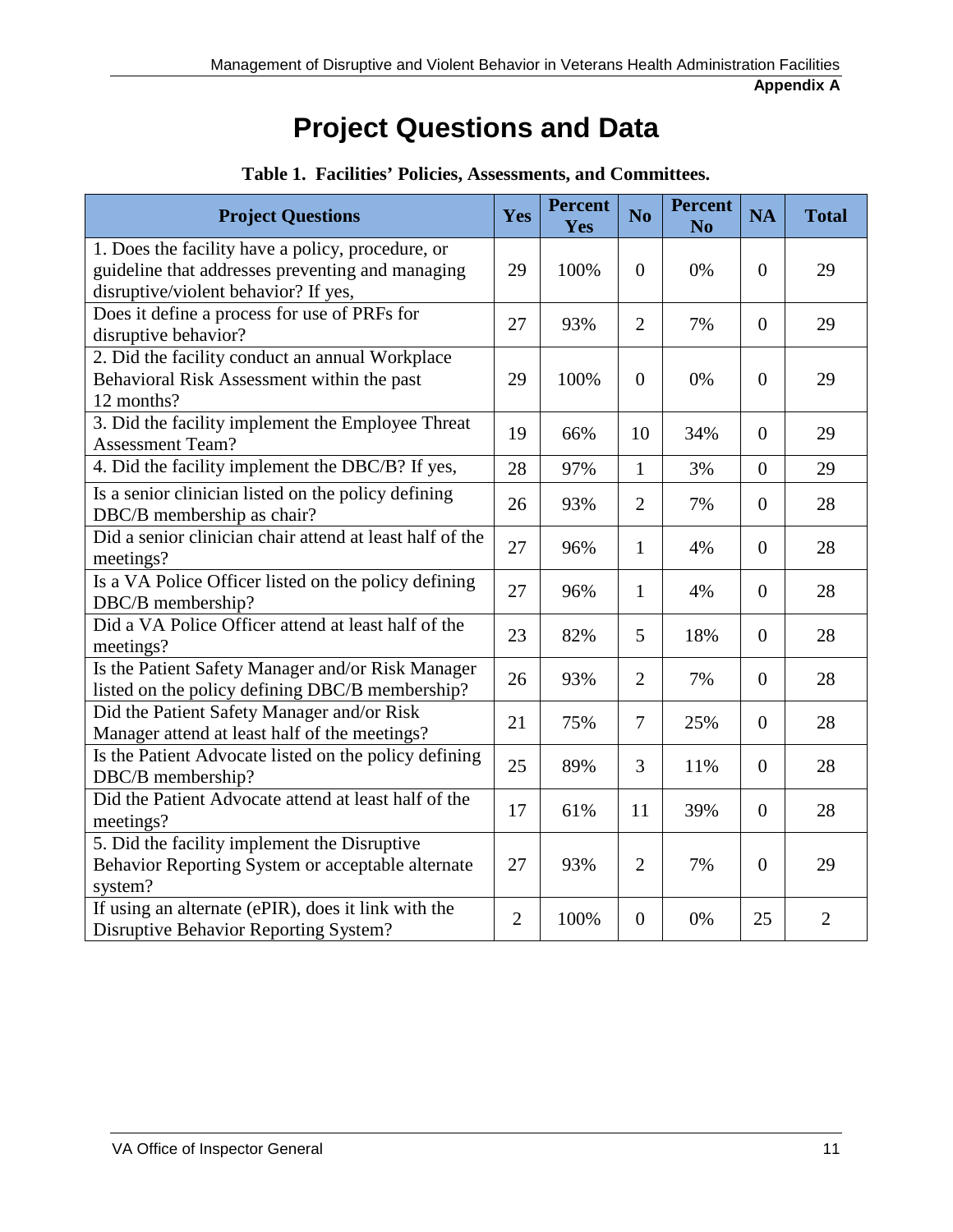**Appendix A**

# Project Questions and Data

**Table 1. Facilities' Policies, Assessments, and Committees.**

| Project Questions | Yes | Percent Yes | No | Percent No | NA | Total |
|---|---|---|---|---|---|---|
| 1. Does the facility have a policy, procedure, or guideline that addresses preventing and managing disruptive/violent behavior? If yes, | 29 | 100% | 0 | 0% | 0 | 29 |
| Does it define a process for use of PRFs for disruptive behavior? | 27 | 93% | 2 | 7% | 0 | 29 |
| 2. Did the facility conduct an annual Workplace Behavioral Risk Assessment within the past 12 months? | 29 | 100% | 0 | 0% | 0 | 29 |
| 3. Did the facility implement the Employee Threat Assessment Team? | 19 | 66% | 10 | 34% | 0 | 29 |
| 4. Did the facility implement the DBC/B? If yes, | 28 | 97% | 1 | 3% | 0 | 29 |
| Is a senior clinician listed on the policy defining DBC/B membership as chair? | 26 | 93% | 2 | 7% | 0 | 28 |
| Did a senior clinician chair attend at least half of the meetings? | 27 | 96% | 1 | 4% | 0 | 28 |
| Is a VA Police Officer listed on the policy defining DBC/B membership? | 27 | 96% | 1 | 4% | 0 | 28 |
| Did a VA Police Officer attend at least half of the meetings? | 23 | 82% | 5 | 18% | 0 | 28 |
| Is the Patient Safety Manager and/or Risk Manager listed on the policy defining DBC/B membership? | 26 | 93% | 2 | 7% | 0 | 28 |
| Did the Patient Safety Manager and/or Risk Manager attend at least half of the meetings? | 21 | 75% | 7 | 25% | 0 | 28 |
| Is the Patient Advocate listed on the policy defining DBC/B membership? | 25 | 89% | 3 | 11% | 0 | 28 |
| Did the Patient Advocate attend at least half of the meetings? | 17 | 61% | 11 | 39% | 0 | 28 |
| 5. Did the facility implement the Disruptive Behavior Reporting System or acceptable alternate system? | 27 | 93% | 2 | 7% | 0 | 29 |
| If using an alternate (ePIR), does it link with the Disruptive Behavior Reporting System? | 2 | 100% | 0 | 0% | 25 | 2 |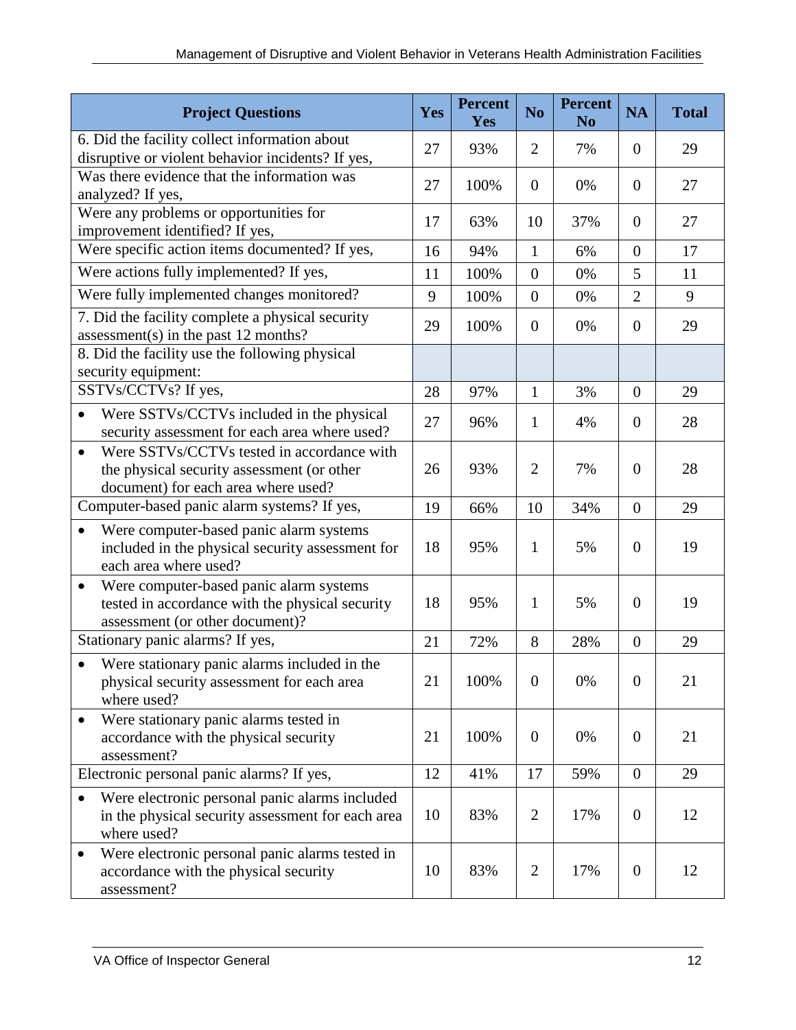| Project Questions | Yes | Percent Yes | No | Percent No | NA | Total |
|---|---|---|---|---|---|---|
| 6. Did the facility collect information about disruptive or violent behavior incidents? If yes, | 27 | 93% | 2 | 7% | 0 | 29 |
| Was there evidence that the information was analyzed? If yes, | 27 | 100% | 0 | 0% | 0 | 27 |
| Were any problems or opportunities for improvement identified? If yes, | 17 | 63% | 10 | 37% | 0 | 27 |
| Were specific action items documented? If yes, | 16 | 94% | 1 | 6% | 0 | 17 |
| Were actions fully implemented? If yes, | 11 | 100% | 0 | 0% | 5 | 11 |
| Were fully implemented changes monitored? | 9 | 100% | 0 | 0% | 2 | 9 |
| 7. Did the facility complete a physical security assessment(s) in the past 12 months? | 29 | 100% | 0 | 0% | 0 | 29 |
| 8. Did the facility use the following physical security equipment: | | | | | | |
| SSTVs/CCTVs? If yes, | 28 | 97% | 1 | 3% | 0 | 29 |
| • Were SSTVs/CCTVs included in the physical security assessment for each area where used? | 27 | 96% | 1 | 4% | 0 | 28 |
| • Were SSTVs/CCTVs tested in accordance with the physical security assessment (or other document) for each area where used? | 26 | 93% | 2 | 7% | 0 | 28 |
| Computer-based panic alarm systems? If yes, | 19 | 66% | 10 | 34% | 0 | 29 |
| • Were computer-based panic alarm systems included in the physical security assessment for each area where used? | 18 | 95% | 1 | 5% | 0 | 19 |
| • Were computer-based panic alarm systems tested in accordance with the physical security assessment (or other document)? | 18 | 95% | 1 | 5% | 0 | 19 |
| Stationary panic alarms? If yes, | 21 | 72% | 8 | 28% | 0 | 29 |
| • Were stationary panic alarms included in the physical security assessment for each area where used? | 21 | 100% | 0 | 0% | 0 | 21 |
| • Were stationary panic alarms tested in accordance with the physical security assessment? | 21 | 100% | 0 | 0% | 0 | 21 |
| Electronic personal panic alarms? If yes, | 12 | 41% | 17 | 59% | 0 | 29 |
| • Were electronic personal panic alarms included in the physical security assessment for each area where used? | 10 | 83% | 2 | 17% | 0 | 12 |
| • Were electronic personal panic alarms tested in accordance with the physical security assessment? | 10 | 83% | 2 | 17% | 0 | 12 |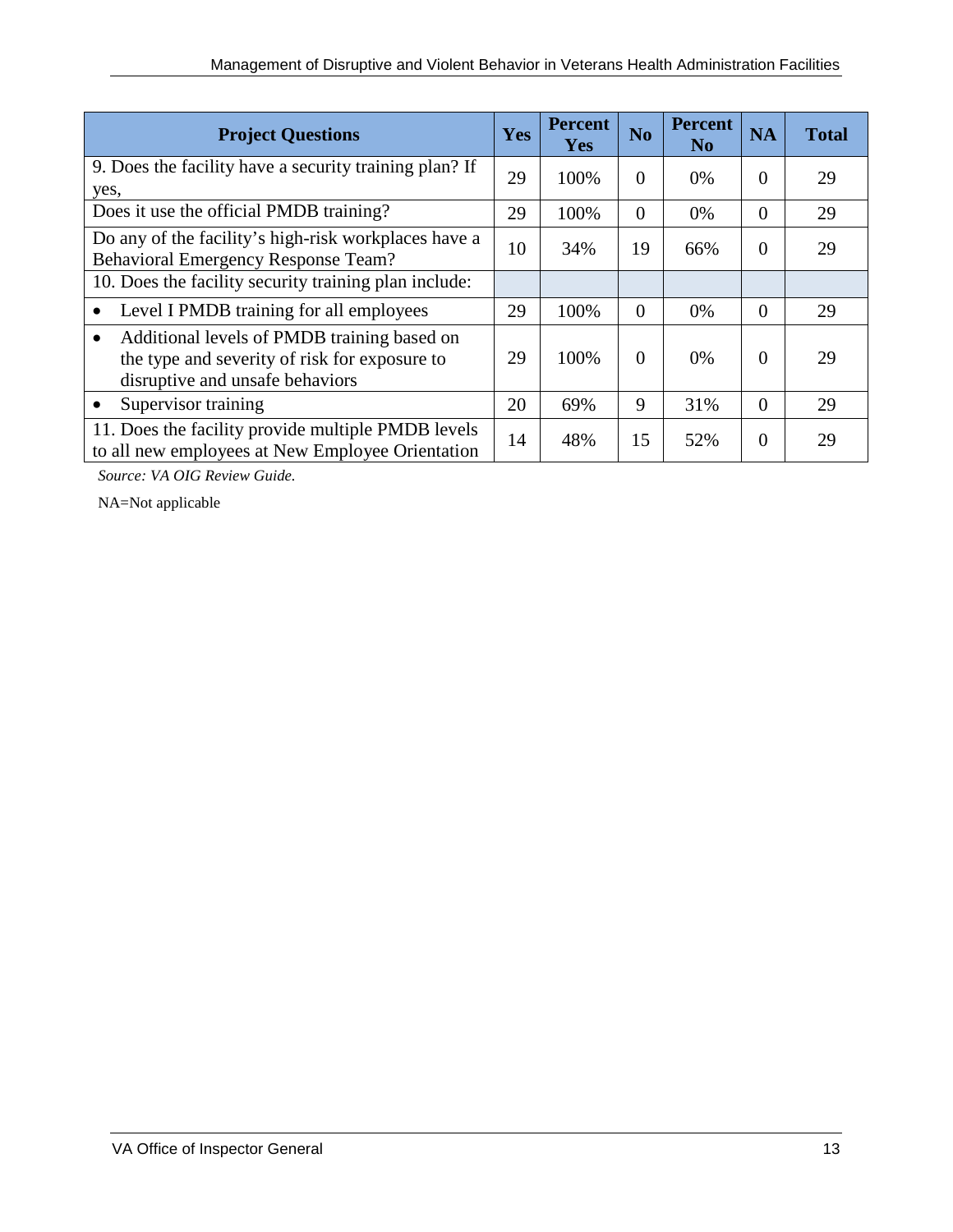| Project Questions | Yes | Percent Yes | No | Percent No | NA | Total |
|---|---|---|---|---|---|---|
| 9. Does the facility have a security training plan? If yes, | 29 | 100% | 0 | 0% | 0 | 29 |
| Does it use the official PMDB training? | 29 | 100% | 0 | 0% | 0 | 29 |
| Do any of the facility's high-risk workplaces have a Behavioral Emergency Response Team? | 10 | 34% | 19 | 66% | 0 | 29 |
| 10. Does the facility security training plan include: | | | | | | |
| • Level I PMDB training for all employees | 29 | 100% | 0 | 0% | 0 | 29 |
| • Additional levels of PMDB training based on the type and severity of risk for exposure to disruptive and unsafe behaviors | 29 | 100% | 0 | 0% | 0 | 29 |
| • Supervisor training | 20 | 69% | 9 | 31% | 0 | 29 |
| 11. Does the facility provide multiple PMDB levels to all new employees at New Employee Orientation | 14 | 48% | 15 | 52% | 0 | 29 |

*Source: VA OIG Review Guide.*

NA=Not applicable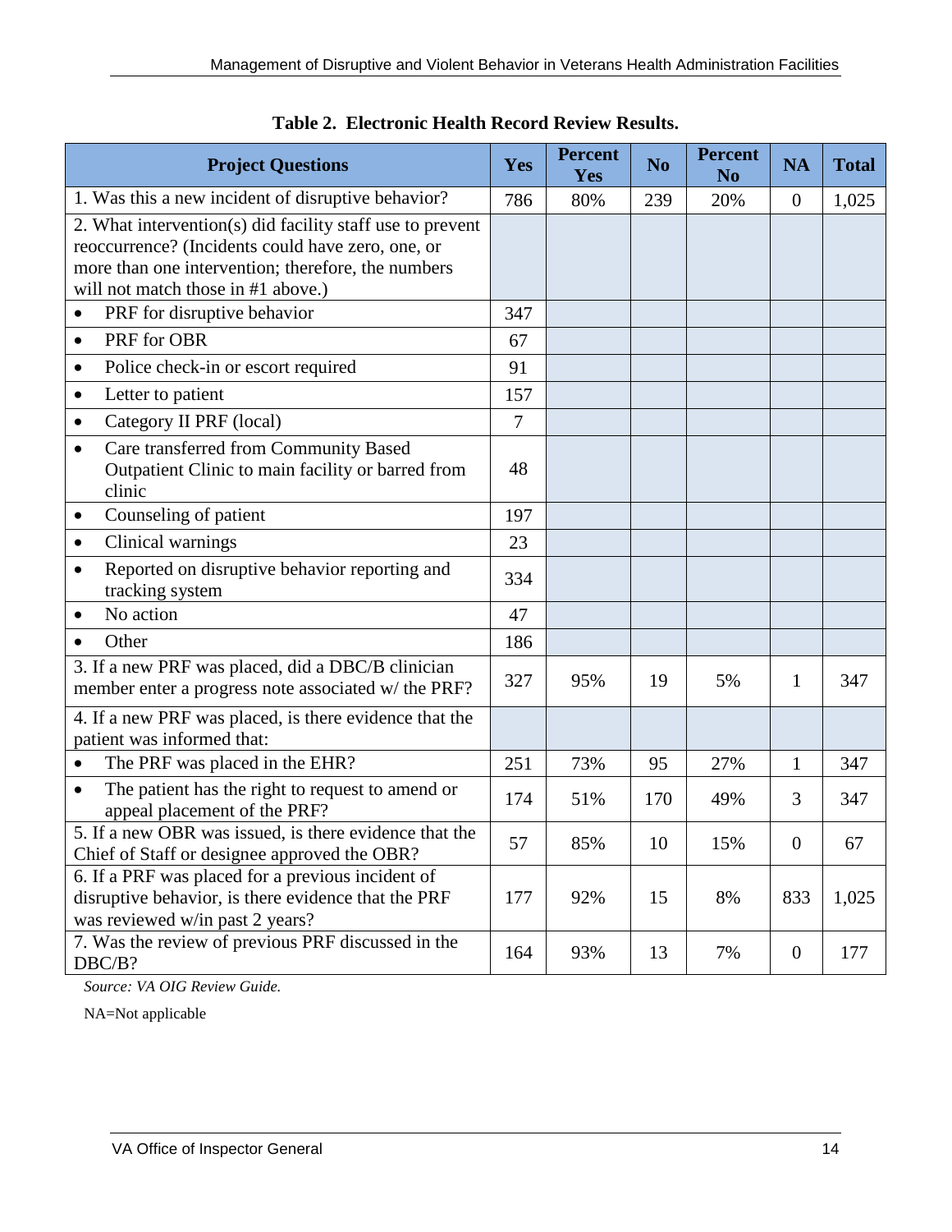**Table 2. Electronic Health Record Review Results.**

| Project Questions | Yes | Percent Yes | No | Percent No | NA | Total |
|---|---|---|---|---|---|---|
| 1. Was this a new incident of disruptive behavior? | 786 | 80% | 239 | 20% | 0 | 1,025 |
| 2. What intervention(s) did facility staff use to prevent reoccurrence? (Incidents could have zero, one, or more than one intervention; therefore, the numbers will not match those in #1 above.) | | | | | | |
| • PRF for disruptive behavior | 347 | | | | | |
| • PRF for OBR | 67 | | | | | |
| • Police check-in or escort required | 91 | | | | | |
| • Letter to patient | 157 | | | | | |
| • Category II PRF (local) | 7 | | | | | |
| • Care transferred from Community Based Outpatient Clinic to main facility or barred from clinic | 48 | | | | | |
| • Counseling of patient | 197 | | | | | |
| • Clinical warnings | 23 | | | | | |
| • Reported on disruptive behavior reporting and tracking system | 334 | | | | | |
| • No action | 47 | | | | | |
| • Other | 186 | | | | | |
| 3. If a new PRF was placed, did a DBC/B clinician member enter a progress note associated w/ the PRF? | 327 | 95% | 19 | 5% | 1 | 347 |
| 4. If a new PRF was placed, is there evidence that the patient was informed that: | | | | | | |
| • The PRF was placed in the EHR? | 251 | 73% | 95 | 27% | 1 | 347 |
| • The patient has the right to request to amend or appeal placement of the PRF? | 174 | 51% | 170 | 49% | 3 | 347 |
| 5. If a new OBR was issued, is there evidence that the Chief of Staff or designee approved the OBR? | 57 | 85% | 10 | 15% | 0 | 67 |
| 6. If a PRF was placed for a previous incident of disruptive behavior, is there evidence that the PRF was reviewed w/in past 2 years? | 177 | 92% | 15 | 8% | 833 | 1,025 |
| 7. Was the review of previous PRF discussed in the DBC/B? | 164 | 93% | 13 | 7% | 0 | 177 |

*Source: VA OIG Review Guide.*

NA=Not applicable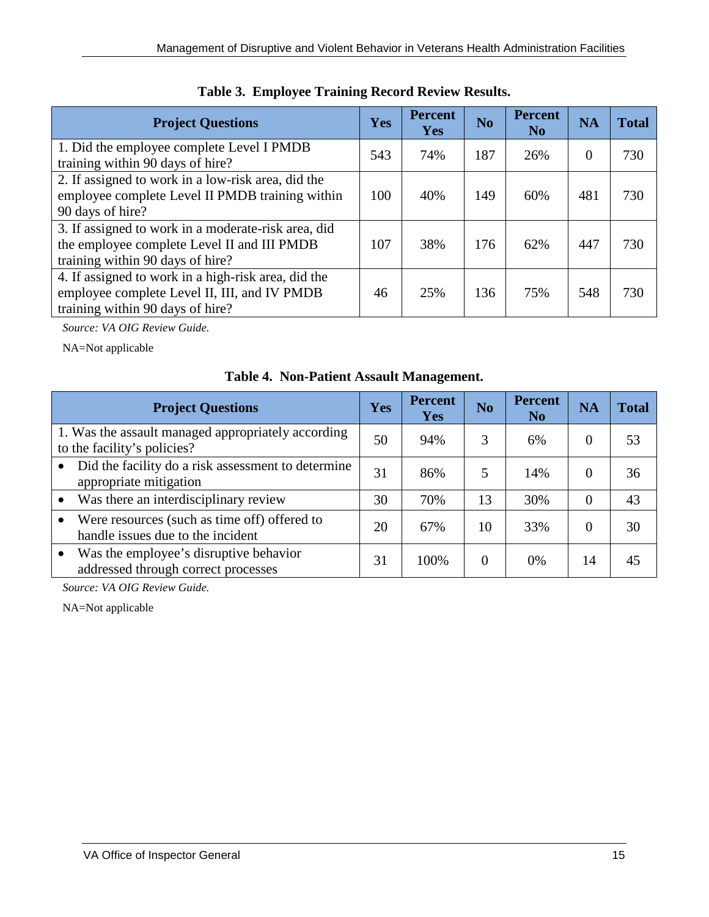**Table 3. Employee Training Record Review Results.**

| Project Questions | Yes | Percent Yes | No | Percent No | NA | Total |
|---|---|---|---|---|---|---|
| 1. Did the employee complete Level I PMDB training within 90 days of hire? | 543 | 74% | 187 | 26% | 0 | 730 |
| 2. If assigned to work in a low-risk area, did the employee complete Level II PMDB training within 90 days of hire? | 100 | 40% | 149 | 60% | 481 | 730 |
| 3. If assigned to work in a moderate-risk area, did the employee complete Level II and III PMDB training within 90 days of hire? | 107 | 38% | 176 | 62% | 447 | 730 |
| 4. If assigned to work in a high-risk area, did the employee complete Level II, III, and IV PMDB training within 90 days of hire? | 46 | 25% | 136 | 75% | 548 | 730 |

*Source: VA OIG Review Guide.*

NA=Not applicable

**Table 4. Non-Patient Assault Management.**

| Project Questions | Yes | Percent Yes | No | Percent No | NA | Total |
|---|---|---|---|---|---|---|
| 1. Was the assault managed appropriately according to the facility's policies? | 50 | 94% | 3 | 6% | 0 | 53 |
| • Did the facility do a risk assessment to determine appropriate mitigation | 31 | 86% | 5 | 14% | 0 | 36 |
| • Was there an interdisciplinary review | 30 | 70% | 13 | 30% | 0 | 43 |
| • Were resources (such as time off) offered to handle issues due to the incident | 20 | 67% | 10 | 33% | 0 | 30 |
| • Was the employee's disruptive behavior addressed through correct processes | 31 | 100% | 0 | 0% | 14 | 45 |

*Source: VA OIG Review Guide.*

NA=Not applicable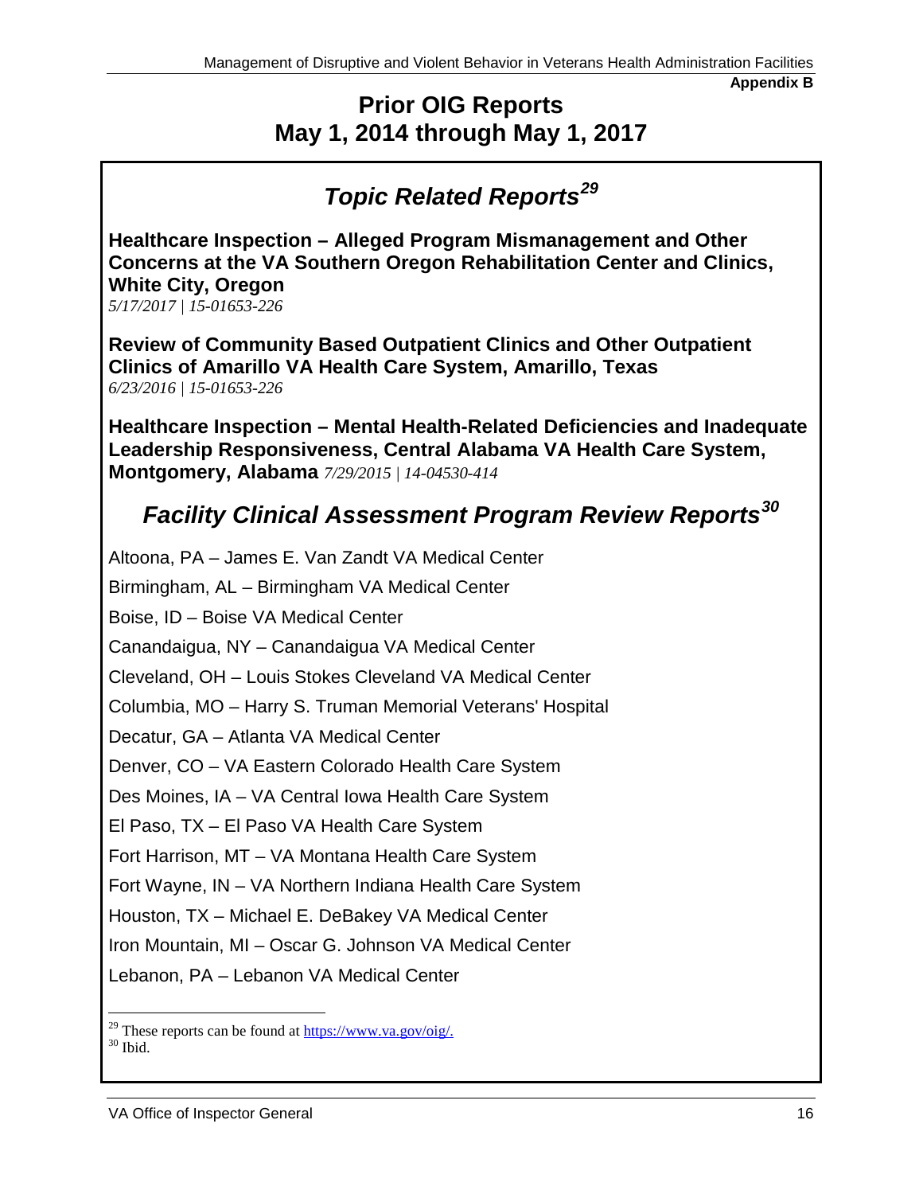**Appendix B**

# Prior OIG Reports May 1, 2014 through May 1, 2017

## *Topic Related Reports*[29]

**Healthcare Inspection – Alleged Program Mismanagement and Other Concerns at the VA Southern Oregon Rehabilitation Center and Clinics, White City, Oregon**
*5/17/2017 | 15-01653-226*

**Review of Community Based Outpatient Clinics and Other Outpatient Clinics of Amarillo VA Health Care System, Amarillo, Texas**
*6/23/2016 | 15-01653-226*

**Healthcare Inspection – Mental Health-Related Deficiencies and Inadequate Leadership Responsiveness, Central Alabama VA Health Care System, Montgomery, Alabama** *7/29/2015 | 14-04530-414*

## *Facility Clinical Assessment Program Review Reports*[30]

Altoona, PA – James E. Van Zandt VA Medical Center

Birmingham, AL – Birmingham VA Medical Center

Boise, ID – Boise VA Medical Center

Canandaigua, NY – Canandaigua VA Medical Center

Cleveland, OH – Louis Stokes Cleveland VA Medical Center

Columbia, MO – Harry S. Truman Memorial Veterans' Hospital

Decatur, GA – Atlanta VA Medical Center

Denver, CO – VA Eastern Colorado Health Care System

Des Moines, IA – VA Central Iowa Health Care System

El Paso, TX – El Paso VA Health Care System

Fort Harrison, MT – VA Montana Health Care System

Fort Wayne, IN – VA Northern Indiana Health Care System

Houston, TX – Michael E. DeBakey VA Medical Center

Iron Mountain, MI – Oscar G. Johnson VA Medical Center

Lebanon, PA – Lebanon VA Medical Center

---

[29] These reports can be found at https://www.va.gov/oig/.
[30] Ibid.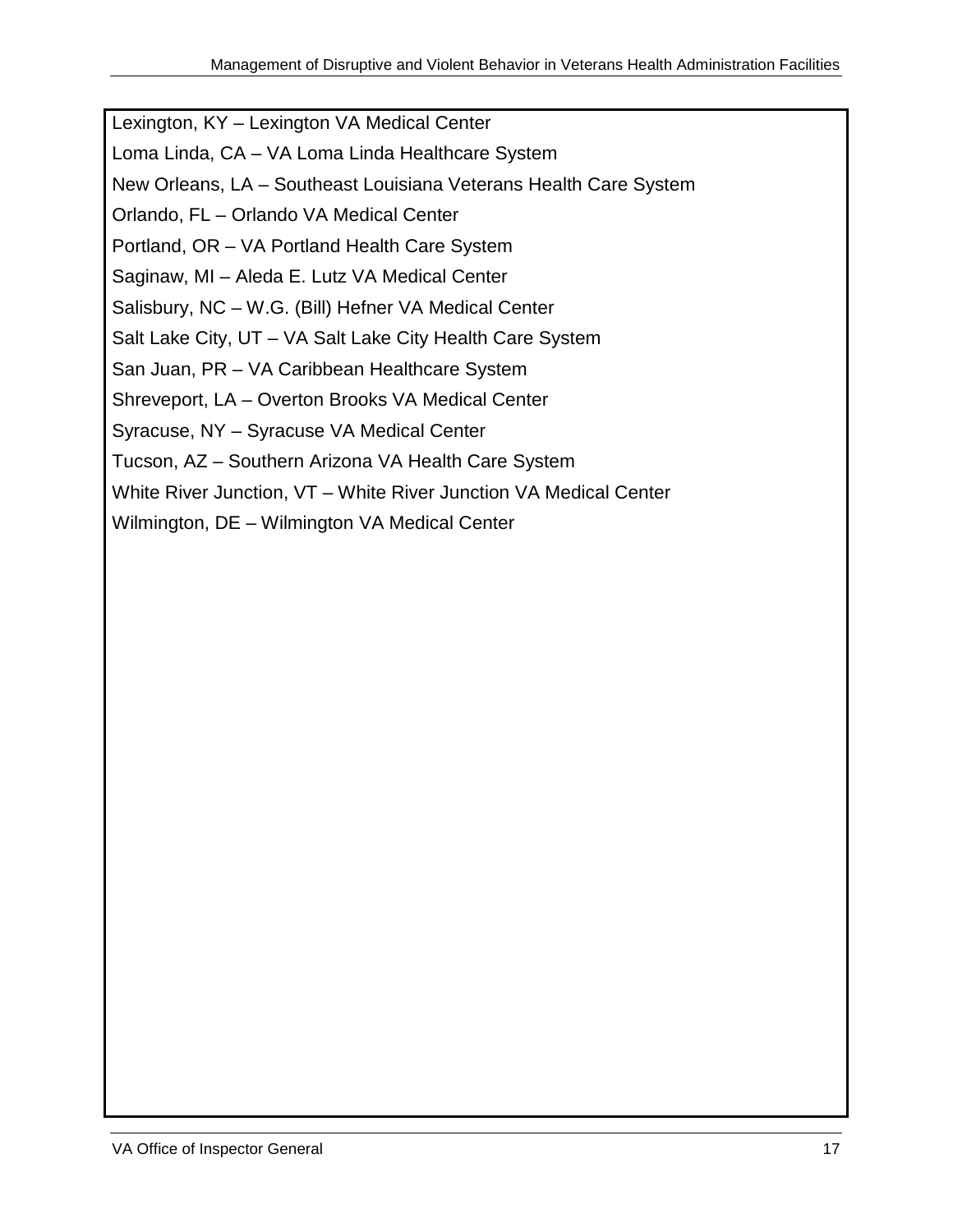Lexington, KY – Lexington VA Medical Center

Loma Linda, CA – VA Loma Linda Healthcare System

New Orleans, LA – Southeast Louisiana Veterans Health Care System

Orlando, FL – Orlando VA Medical Center

Portland, OR – VA Portland Health Care System

Saginaw, MI – Aleda E. Lutz VA Medical Center

Salisbury, NC – W.G. (Bill) Hefner VA Medical Center

Salt Lake City, UT – VA Salt Lake City Health Care System

San Juan, PR – VA Caribbean Healthcare System

Shreveport, LA – Overton Brooks VA Medical Center

Syracuse, NY – Syracuse VA Medical Center

Tucson, AZ – Southern Arizona VA Health Care System

White River Junction, VT – White River Junction VA Medical Center

Wilmington, DE – Wilmington VA Medical Center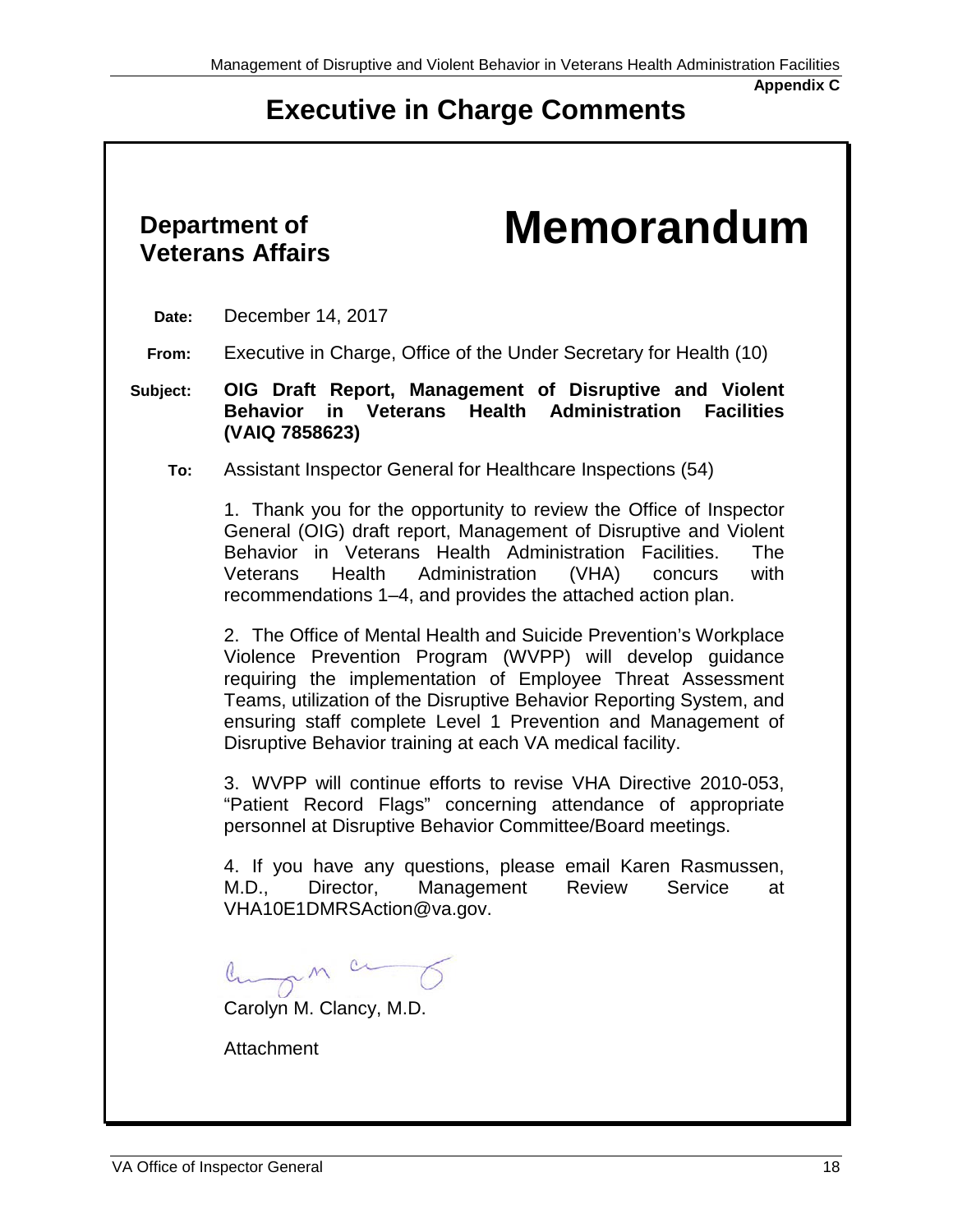Appendix C

# Executive in Charge Comments

**Department of Veterans Affairs**

# Memorandum

**Date:** December 14, 2017

**From:** Executive in Charge, Office of the Under Secretary for Health (10)

**Subject:** **OIG Draft Report, Management of Disruptive and Violent Behavior in Veterans Health Administration Facilities (VAIQ 7858623)**

**To:** Assistant Inspector General for Healthcare Inspections (54)

1. Thank you for the opportunity to review the Office of Inspector General (OIG) draft report, Management of Disruptive and Violent Behavior in Veterans Health Administration Facilities. The Veterans Health Administration (VHA) concurs with recommendations 1–4, and provides the attached action plan.

2. The Office of Mental Health and Suicide Prevention's Workplace Violence Prevention Program (WVPP) will develop guidance requiring the implementation of Employee Threat Assessment Teams, utilization of the Disruptive Behavior Reporting System, and ensuring staff complete Level 1 Prevention and Management of Disruptive Behavior training at each VA medical facility.

3. WVPP will continue efforts to revise VHA Directive 2010-053, "Patient Record Flags" concerning attendance of appropriate personnel at Disruptive Behavior Committee/Board meetings.

4. If you have any questions, please email Karen Rasmussen, M.D., Director, Management Review Service at VHA10E1DMRSAction@va.gov.

Carolyn M. Clancy, M.D.

Attachment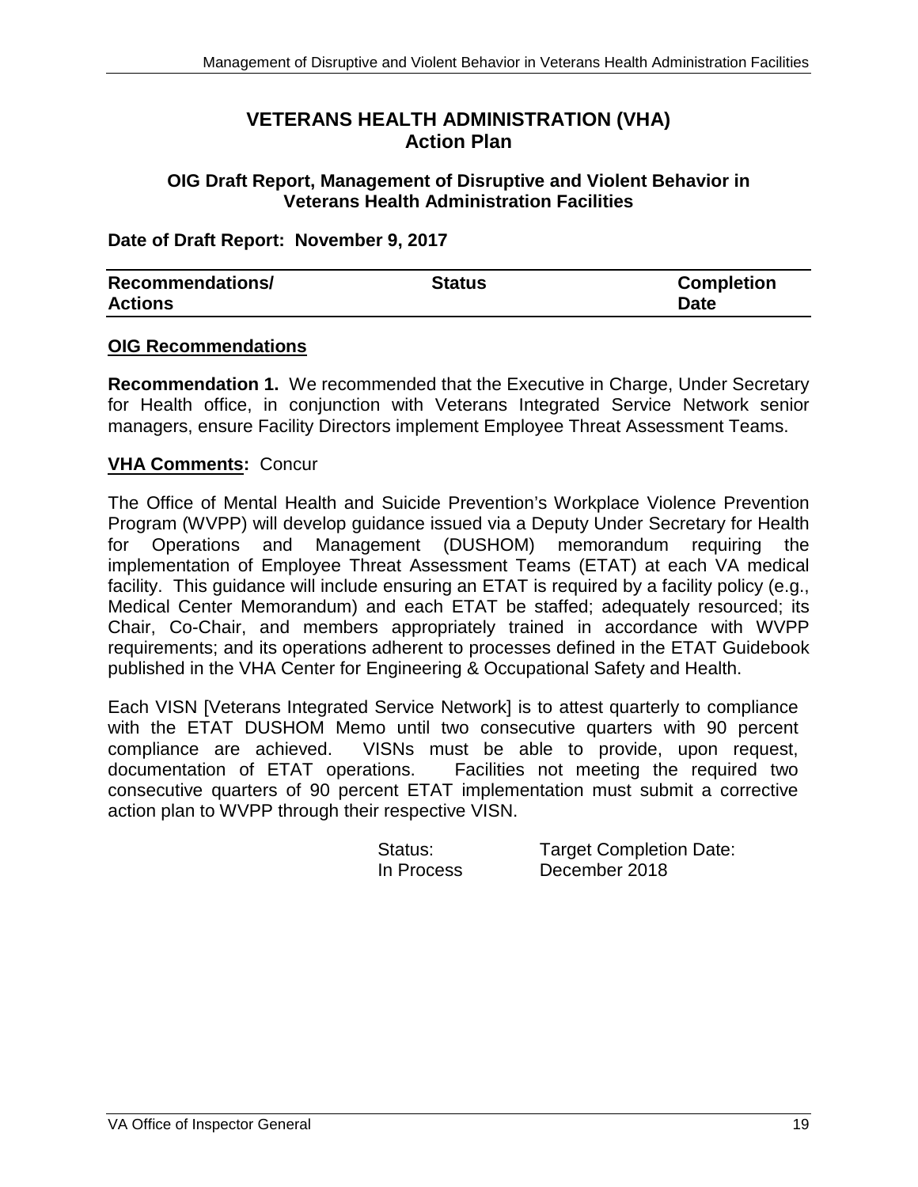## VETERANS HEALTH ADMINISTRATION (VHA)
## Action Plan

**OIG Draft Report, Management of Disruptive and Violent Behavior in Veterans Health Administration Facilities**

**Date of Draft Report: November 9, 2017**

| Recommendations/ Actions | Status | Completion Date |
|---|---|---|

**OIG Recommendations**

**Recommendation 1.** We recommended that the Executive in Charge, Under Secretary for Health office, in conjunction with Veterans Integrated Service Network senior managers, ensure Facility Directors implement Employee Threat Assessment Teams.

**VHA Comments:** Concur

The Office of Mental Health and Suicide Prevention's Workplace Violence Prevention Program (WVPP) will develop guidance issued via a Deputy Under Secretary for Health for Operations and Management (DUSHOM) memorandum requiring the implementation of Employee Threat Assessment Teams (ETAT) at each VA medical facility. This guidance will include ensuring an ETAT is required by a facility policy (e.g., Medical Center Memorandum) and each ETAT be staffed; adequately resourced; its Chair, Co-Chair, and members appropriately trained in accordance with WVPP requirements; and its operations adherent to processes defined in the ETAT Guidebook published in the VHA Center for Engineering & Occupational Safety and Health.

Each VISN [Veterans Integrated Service Network] is to attest quarterly to compliance with the ETAT DUSHOM Memo until two consecutive quarters with 90 percent compliance are achieved. VISNs must be able to provide, upon request, documentation of ETAT operations. Facilities not meeting the required two consecutive quarters of 90 percent ETAT implementation must submit a corrective action plan to WVPP through their respective VISN.

Status: In Process

Target Completion Date: December 2018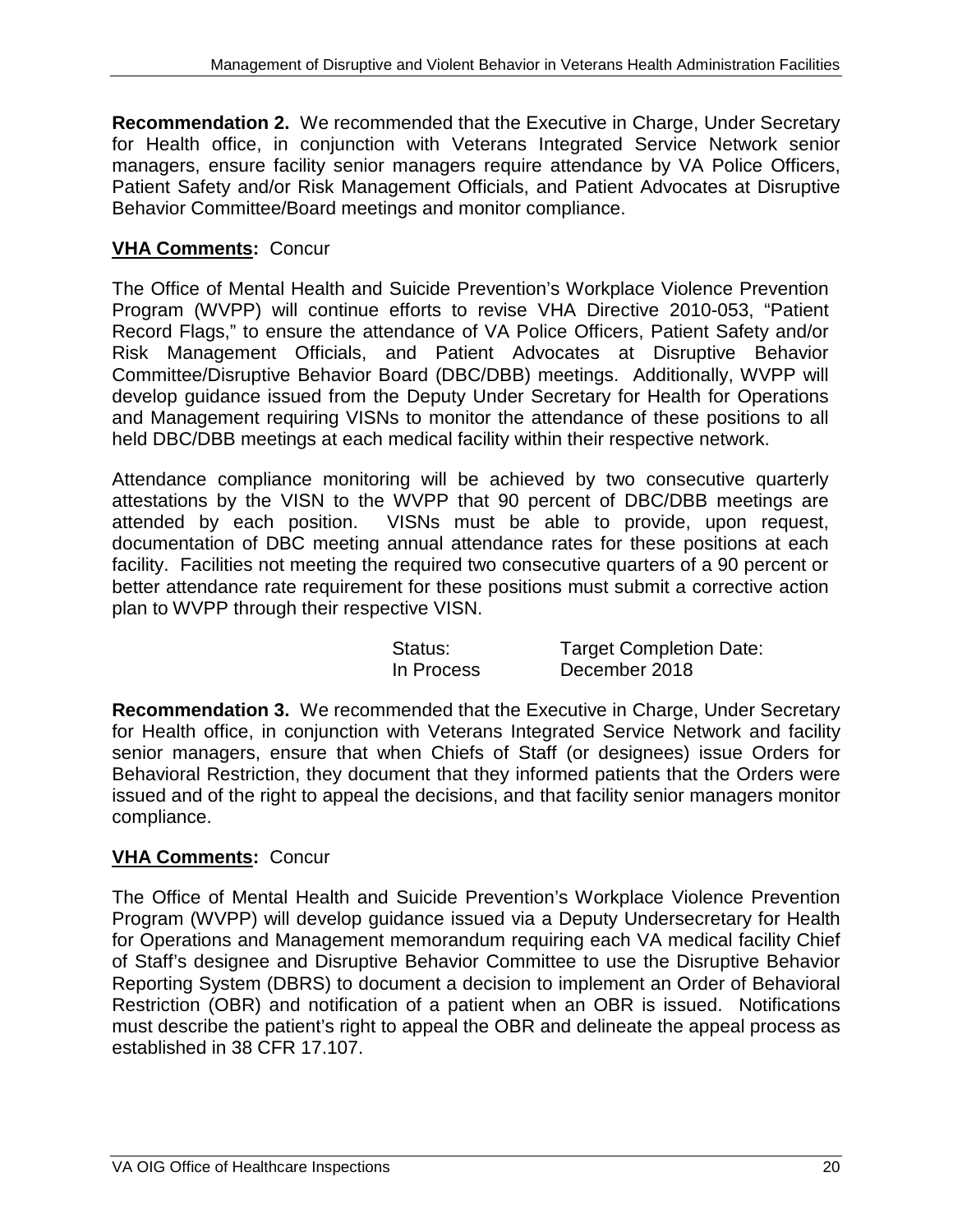**Recommendation 2.** We recommended that the Executive in Charge, Under Secretary for Health office, in conjunction with Veterans Integrated Service Network senior managers, ensure facility senior managers require attendance by VA Police Officers, Patient Safety and/or Risk Management Officials, and Patient Advocates at Disruptive Behavior Committee/Board meetings and monitor compliance.

**VHA Comments:** Concur

The Office of Mental Health and Suicide Prevention's Workplace Violence Prevention Program (WVPP) will continue efforts to revise VHA Directive 2010-053, "Patient Record Flags," to ensure the attendance of VA Police Officers, Patient Safety and/or Risk Management Officials, and Patient Advocates at Disruptive Behavior Committee/Disruptive Behavior Board (DBC/DBB) meetings. Additionally, WVPP will develop guidance issued from the Deputy Under Secretary for Health for Operations and Management requiring VISNs to monitor the attendance of these positions to all held DBC/DBB meetings at each medical facility within their respective network.

Attendance compliance monitoring will be achieved by two consecutive quarterly attestations by the VISN to the WVPP that 90 percent of DBC/DBB meetings are attended by each position. VISNs must be able to provide, upon request, documentation of DBC meeting annual attendance rates for these positions at each facility. Facilities not meeting the required two consecutive quarters of a 90 percent or better attendance rate requirement for these positions must submit a corrective action plan to WVPP through their respective VISN.

| Status: | Target Completion Date: |
|---|---|
| In Process | December 2018 |

**Recommendation 3.** We recommended that the Executive in Charge, Under Secretary for Health office, in conjunction with Veterans Integrated Service Network and facility senior managers, ensure that when Chiefs of Staff (or designees) issue Orders for Behavioral Restriction, they document that they informed patients that the Orders were issued and of the right to appeal the decisions, and that facility senior managers monitor compliance.

**VHA Comments:** Concur

The Office of Mental Health and Suicide Prevention's Workplace Violence Prevention Program (WVPP) will develop guidance issued via a Deputy Undersecretary for Health for Operations and Management memorandum requiring each VA medical facility Chief of Staff's designee and Disruptive Behavior Committee to use the Disruptive Behavior Reporting System (DBRS) to document a decision to implement an Order of Behavioral Restriction (OBR) and notification of a patient when an OBR is issued. Notifications must describe the patient's right to appeal the OBR and delineate the appeal process as established in 38 CFR 17.107.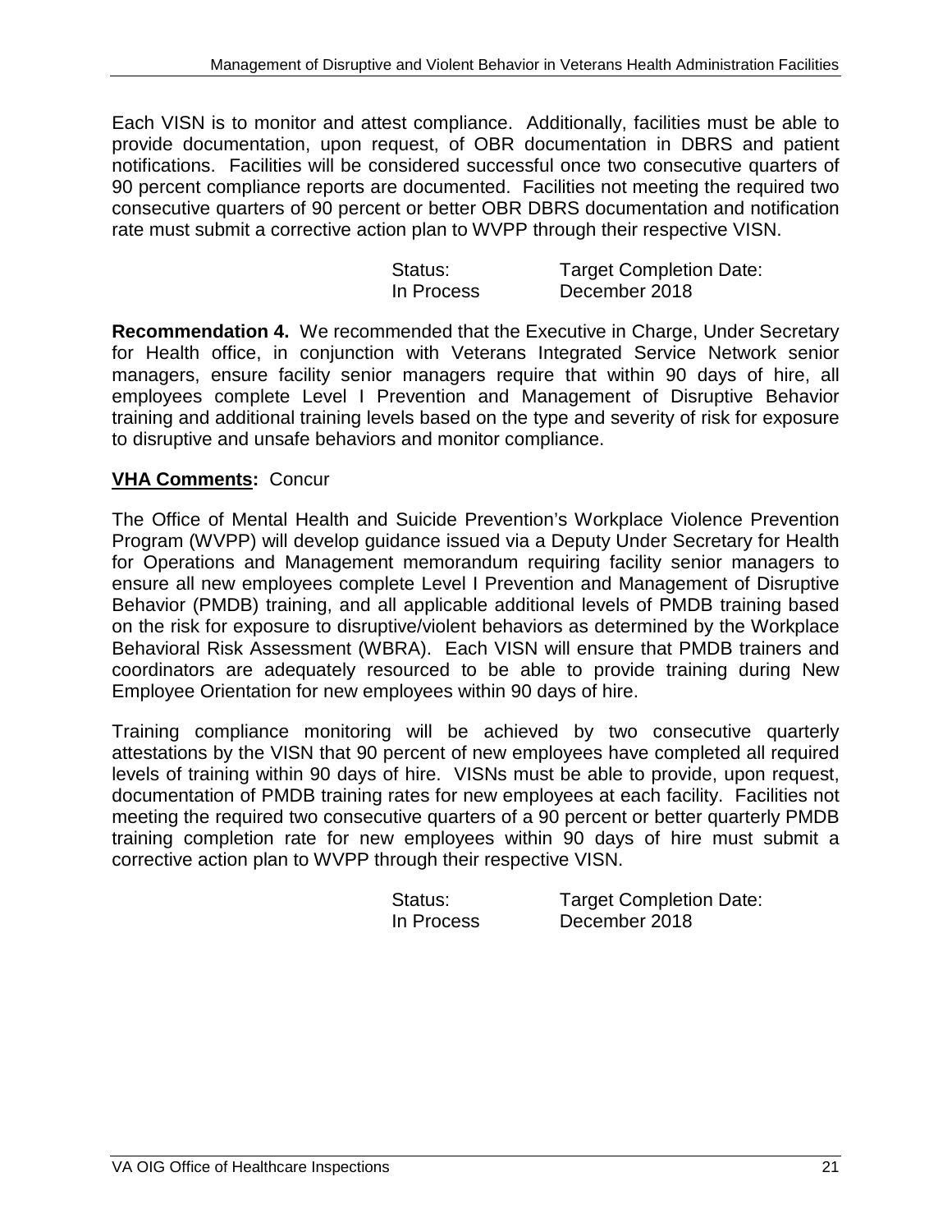Each VISN is to monitor and attest compliance. Additionally, facilities must be able to provide documentation, upon request, of OBR documentation in DBRS and patient notifications. Facilities will be considered successful once two consecutive quarters of 90 percent compliance reports are documented. Facilities not meeting the required two consecutive quarters of 90 percent or better OBR DBRS documentation and notification rate must submit a corrective action plan to WVPP through their respective VISN.

| Status: | Target Completion Date: |
|---|---|
| In Process | December 2018 |

**Recommendation 4.** We recommended that the Executive in Charge, Under Secretary for Health office, in conjunction with Veterans Integrated Service Network senior managers, ensure facility senior managers require that within 90 days of hire, all employees complete Level I Prevention and Management of Disruptive Behavior training and additional training levels based on the type and severity of risk for exposure to disruptive and unsafe behaviors and monitor compliance.

**VHA Comments:** Concur

The Office of Mental Health and Suicide Prevention's Workplace Violence Prevention Program (WVPP) will develop guidance issued via a Deputy Under Secretary for Health for Operations and Management memorandum requiring facility senior managers to ensure all new employees complete Level I Prevention and Management of Disruptive Behavior (PMDB) training, and all applicable additional levels of PMDB training based on the risk for exposure to disruptive/violent behaviors as determined by the Workplace Behavioral Risk Assessment (WBRA). Each VISN will ensure that PMDB trainers and coordinators are adequately resourced to be able to provide training during New Employee Orientation for new employees within 90 days of hire.

Training compliance monitoring will be achieved by two consecutive quarterly attestations by the VISN that 90 percent of new employees have completed all required levels of training within 90 days of hire. VISNs must be able to provide, upon request, documentation of PMDB training rates for new employees at each facility. Facilities not meeting the required two consecutive quarters of a 90 percent or better quarterly PMDB training completion rate for new employees within 90 days of hire must submit a corrective action plan to WVPP through their respective VISN.

| Status: | Target Completion Date: |
|---|---|
| In Process | December 2018 |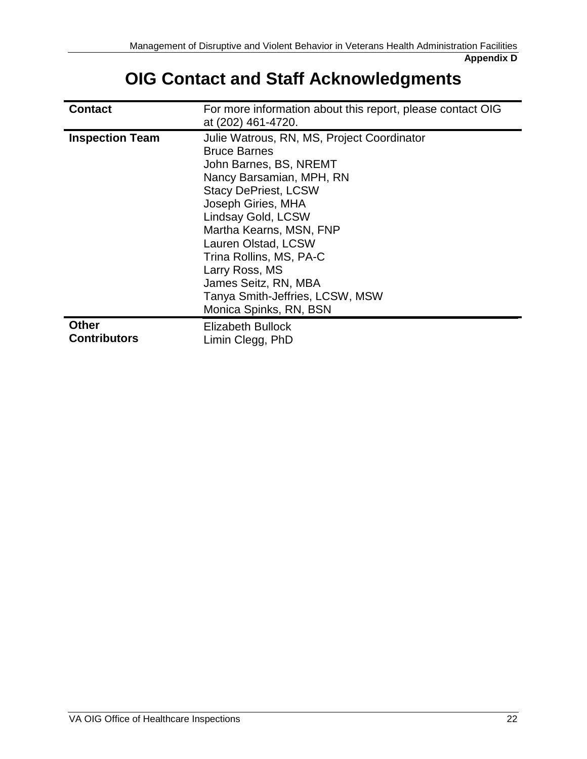**Appendix D**

# OIG Contact and Staff Acknowledgments

| | |
|---|---|
| **Contact** | For more information about this report, please contact OIG at (202) 461-4720. |
| **Inspection Team** | Julie Watrous, RN, MS, Project Coordinator<br>Bruce Barnes<br>John Barnes, BS, NREMT<br>Nancy Barsamian, MPH, RN<br>Stacy DePriest, LCSW<br>Joseph Giries, MHA<br>Lindsay Gold, LCSW<br>Martha Kearns, MSN, FNP<br>Lauren Olstad, LCSW<br>Trina Rollins, MS, PA-C<br>Larry Ross, MS<br>James Seitz, RN, MBA<br>Tanya Smith-Jeffries, LCSW, MSW<br>Monica Spinks, RN, BSN |
| **Other Contributors** | Elizabeth Bullock<br>Limin Clegg, PhD |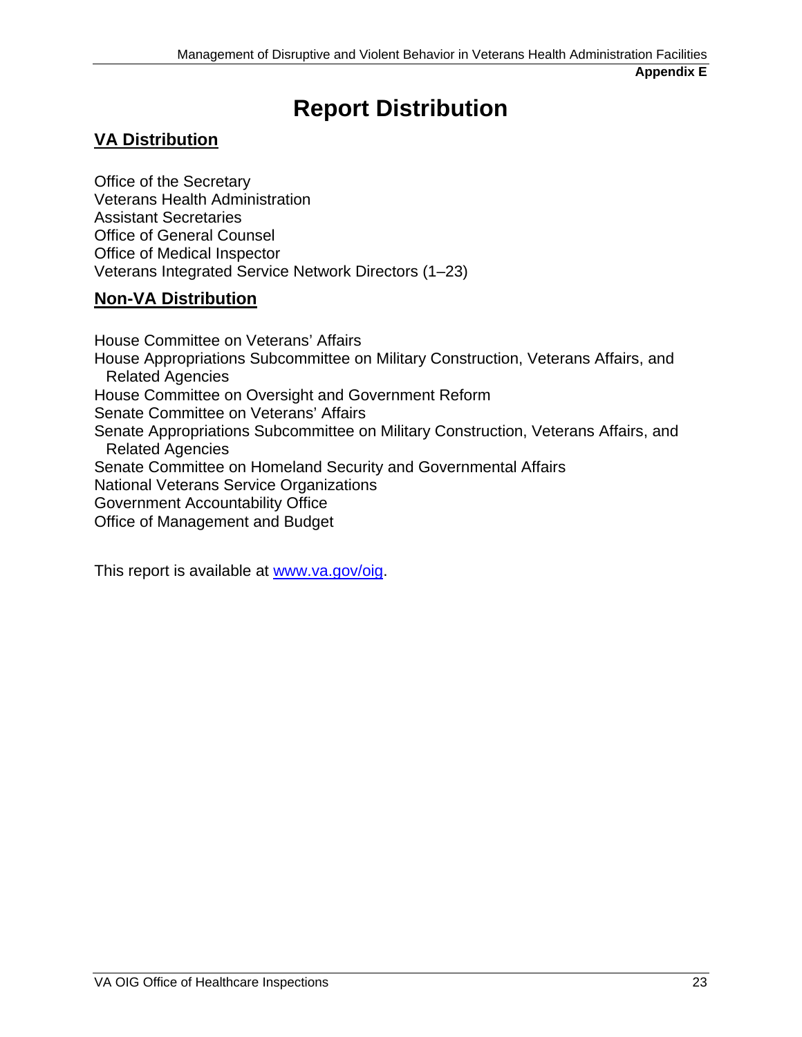Appendix E

# Report Distribution

## VA Distribution

Office of the Secretary
Veterans Health Administration
Assistant Secretaries
Office of General Counsel
Office of Medical Inspector
Veterans Integrated Service Network Directors (1–23)

## Non-VA Distribution

House Committee on Veterans' Affairs
House Appropriations Subcommittee on Military Construction, Veterans Affairs, and Related Agencies
House Committee on Oversight and Government Reform
Senate Committee on Veterans' Affairs
Senate Appropriations Subcommittee on Military Construction, Veterans Affairs, and Related Agencies
Senate Committee on Homeland Security and Governmental Affairs
National Veterans Service Organizations
Government Accountability Office
Office of Management and Budget

This report is available at www.va.gov/oig.